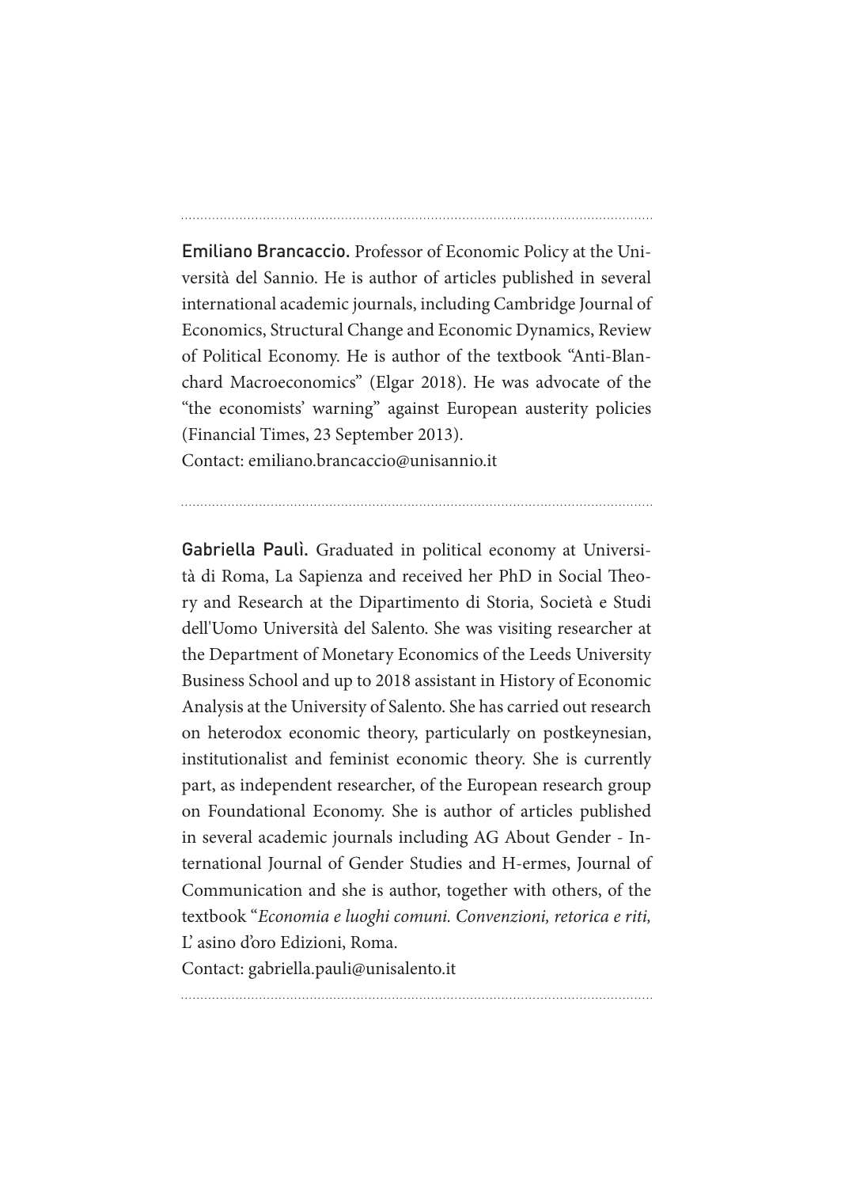---

**Emiliano Brancaccio.** Professor of Economic Policy at the Università del Sannio. He is author of articles published in several international academic journals, including Cambridge Journal of Economics, Structural Change and Economic Dynamics, Review of Political Economy. He is author of the textbook "Anti-Blanchard Macroeconomics" (Elgar 2018). He was advocate of the "the economists' warning" against European austerity policies (Financial Times, 23 September 2013).
Contact: emiliano.brancaccio@unisannio.it

---

**Gabriella Paulì.** Graduated in political economy at Università di Roma, La Sapienza and received her PhD in Social Theory and Research at the Dipartimento di Storia, Società e Studi dell'Uomo Università del Salento. She was visiting researcher at the Department of Monetary Economics of the Leeds University Business School and up to 2018 assistant in History of Economic Analysis at the University of Salento. She has carried out research on heterodox economic theory, particularly on postkeynesian, institutionalist and feminist economic theory. She is currently part, as independent researcher, of the European research group on Foundational Economy. She is author of articles published in several academic journals including AG About Gender - International Journal of Gender Studies and H-ermes, Journal of Communication and she is author, together with others, of the textbook "*Economia e luoghi comuni. Convenzioni, retorica e riti,* L' asino d'oro Edizioni, Roma.
Contact: gabriella.pauli@unisalento.it

---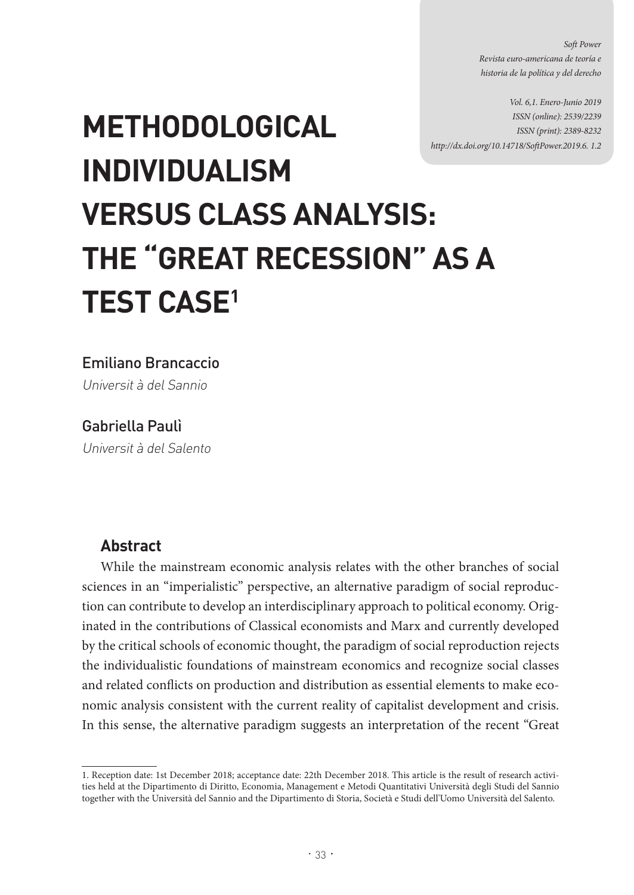# METHODOLOGICAL INDIVIDUALISM VERSUS CLASS ANALYSIS: THE "GREAT RECESSION" AS A TEST CASE[1]

Emiliano Brancaccio

*Universit à del Sannio*

Gabriella Paulì

*Universit à del Salento*

## Abstract

While the mainstream economic analysis relates with the other branches of social sciences in an "imperialistic" perspective, an alternative paradigm of social reproduction can contribute to develop an interdisciplinary approach to political economy. Originated in the contributions of Classical economists and Marx and currently developed by the critical schools of economic thought, the paradigm of social reproduction rejects the individualistic foundations of mainstream economics and recognize social classes and related conflicts on production and distribution as essential elements to make economic analysis consistent with the current reality of capitalist development and crisis. In this sense, the alternative paradigm suggests an interpretation of the recent "Great

1. Reception date: 1st December 2018; acceptance date: 22th December 2018. This article is the result of research activities held at the Dipartimento di Diritto, Economia, Management e Metodi Quantitativi Università degli Studi del Sannio together with the Università del Sannio and the Dipartimento di Storia, Società e Studi dell'Uomo Università del Salento.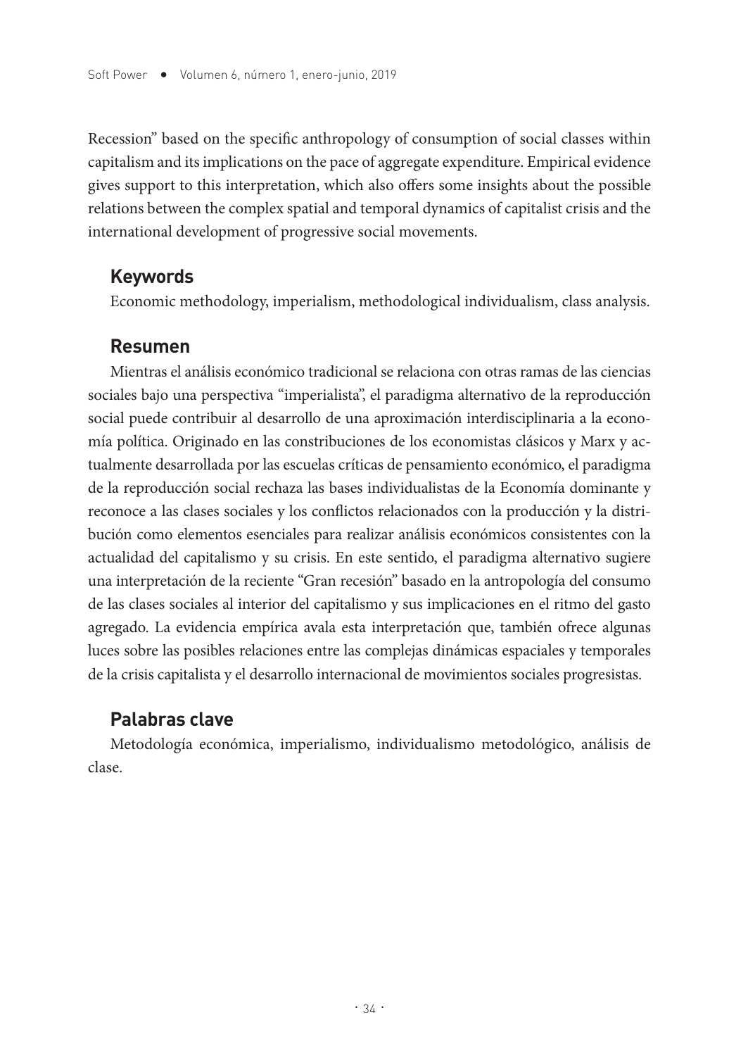Recession" based on the specific anthropology of consumption of social classes within capitalism and its implications on the pace of aggregate expenditure. Empirical evidence gives support to this interpretation, which also offers some insights about the possible relations between the complex spatial and temporal dynamics of capitalist crisis and the international development of progressive social movements.

## Keywords

Economic methodology, imperialism, methodological individualism, class analysis.

## Resumen

Mientras el análisis económico tradicional se relaciona con otras ramas de las ciencias sociales bajo una perspectiva "imperialista", el paradigma alternativo de la reproducción social puede contribuir al desarrollo de una aproximación interdisciplinaria a la economía política. Originado en las constribuciones de los economistas clásicos y Marx y actualmente desarrollada por las escuelas críticas de pensamiento económico, el paradigma de la reproducción social rechaza las bases individualistas de la Economía dominante y reconoce a las clases sociales y los conflictos relacionados con la producción y la distribución como elementos esenciales para realizar análisis económicos consistentes con la actualidad del capitalismo y su crisis. En este sentido, el paradigma alternativo sugiere una interpretación de la reciente "Gran recesión" basado en la antropología del consumo de las clases sociales al interior del capitalismo y sus implicaciones en el ritmo del gasto agregado. La evidencia empírica avala esta interpretación que, también ofrece algunas luces sobre las posibles relaciones entre las complejas dinámicas espaciales y temporales de la crisis capitalista y el desarrollo internacional de movimientos sociales progresistas.

## Palabras clave

Metodología económica, imperialismo, individualismo metodológico, análisis de clase.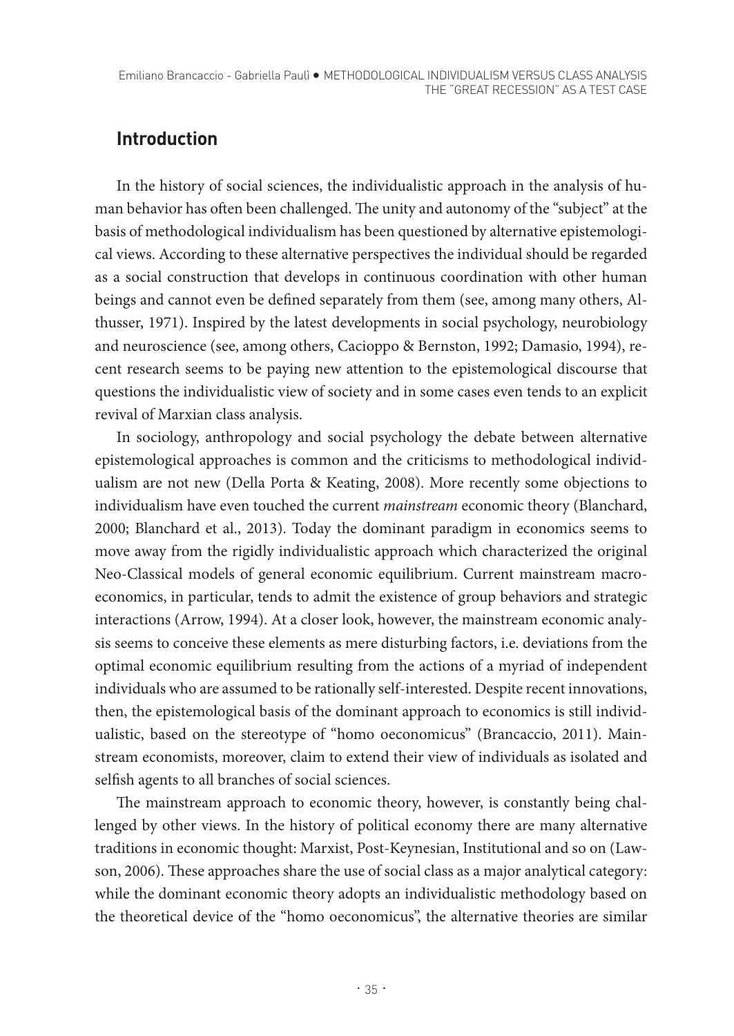## Introduction

In the history of social sciences, the individualistic approach in the analysis of human behavior has often been challenged. The unity and autonomy of the "subject" at the basis of methodological individualism has been questioned by alternative epistemological views. According to these alternative perspectives the individual should be regarded as a social construction that develops in continuous coordination with other human beings and cannot even be defined separately from them (see, among many others, Althusser, 1971). Inspired by the latest developments in social psychology, neurobiology and neuroscience (see, among others, Cacioppo & Bernston, 1992; Damasio, 1994), recent research seems to be paying new attention to the epistemological discourse that questions the individualistic view of society and in some cases even tends to an explicit revival of Marxian class analysis.

In sociology, anthropology and social psychology the debate between alternative epistemological approaches is common and the criticisms to methodological individualism are not new (Della Porta & Keating, 2008). More recently some objections to individualism have even touched the current *mainstream* economic theory (Blanchard, 2000; Blanchard et al., 2013). Today the dominant paradigm in economics seems to move away from the rigidly individualistic approach which characterized the original Neo-Classical models of general economic equilibrium. Current mainstream macroeconomics, in particular, tends to admit the existence of group behaviors and strategic interactions (Arrow, 1994). At a closer look, however, the mainstream economic analysis seems to conceive these elements as mere disturbing factors, i.e. deviations from the optimal economic equilibrium resulting from the actions of a myriad of independent individuals who are assumed to be rationally self-interested. Despite recent innovations, then, the epistemological basis of the dominant approach to economics is still individualistic, based on the stereotype of "homo oeconomicus" (Brancaccio, 2011). Mainstream economists, moreover, claim to extend their view of individuals as isolated and selfish agents to all branches of social sciences.

The mainstream approach to economic theory, however, is constantly being challenged by other views. In the history of political economy there are many alternative traditions in economic thought: Marxist, Post-Keynesian, Institutional and so on (Lawson, 2006). These approaches share the use of social class as a major analytical category: while the dominant economic theory adopts an individualistic methodology based on the theoretical device of the "homo oeconomicus", the alternative theories are similar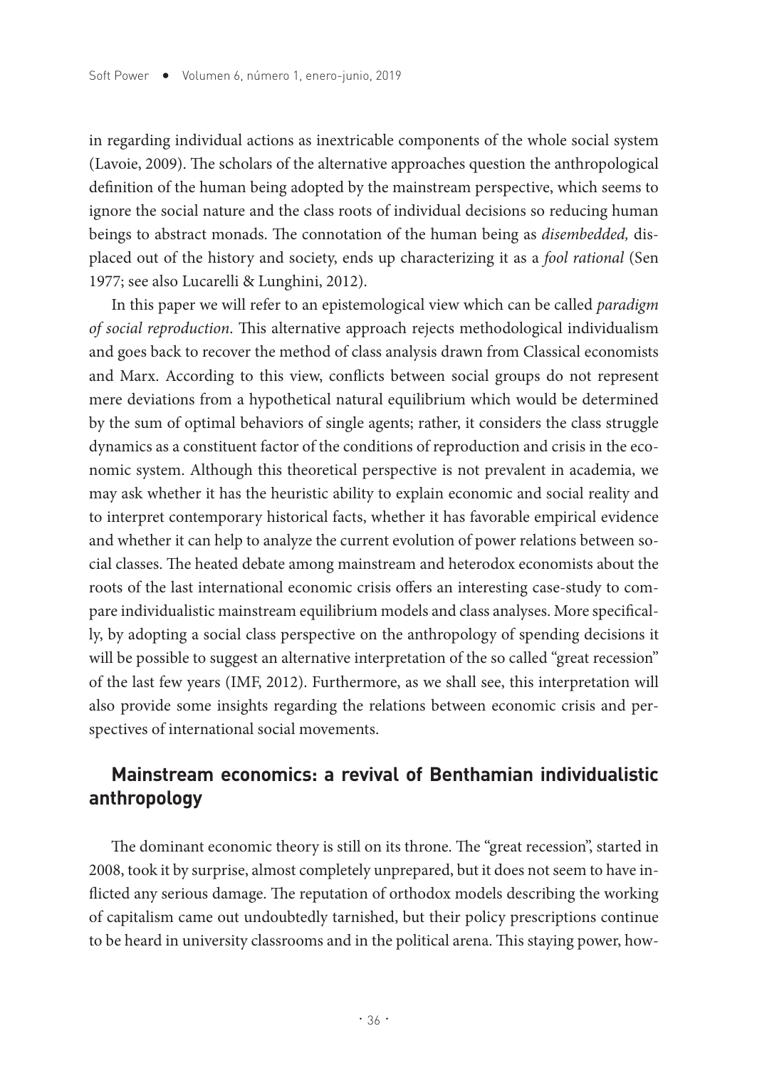in regarding individual actions as inextricable components of the whole social system (Lavoie, 2009). The scholars of the alternative approaches question the anthropological definition of the human being adopted by the mainstream perspective, which seems to ignore the social nature and the class roots of individual decisions so reducing human beings to abstract monads. The connotation of the human being as *disembedded,* displaced out of the history and society, ends up characterizing it as a *fool rational* (Sen 1977; see also Lucarelli & Lunghini, 2012).

In this paper we will refer to an epistemological view which can be called *paradigm of social reproduction*. This alternative approach rejects methodological individualism and goes back to recover the method of class analysis drawn from Classical economists and Marx. According to this view, conflicts between social groups do not represent mere deviations from a hypothetical natural equilibrium which would be determined by the sum of optimal behaviors of single agents; rather, it considers the class struggle dynamics as a constituent factor of the conditions of reproduction and crisis in the economic system. Although this theoretical perspective is not prevalent in academia, we may ask whether it has the heuristic ability to explain economic and social reality and to interpret contemporary historical facts, whether it has favorable empirical evidence and whether it can help to analyze the current evolution of power relations between social classes. The heated debate among mainstream and heterodox economists about the roots of the last international economic crisis offers an interesting case-study to compare individualistic mainstream equilibrium models and class analyses. More specifically, by adopting a social class perspective on the anthropology of spending decisions it will be possible to suggest an alternative interpretation of the so called "great recession" of the last few years (IMF, 2012). Furthermore, as we shall see, this interpretation will also provide some insights regarding the relations between economic crisis and perspectives of international social movements.

## Mainstream economics: a revival of Benthamian individualistic anthropology

The dominant economic theory is still on its throne. The "great recession", started in 2008, took it by surprise, almost completely unprepared, but it does not seem to have inflicted any serious damage. The reputation of orthodox models describing the working of capitalism came out undoubtedly tarnished, but their policy prescriptions continue to be heard in university classrooms and in the political arena. This staying power, how-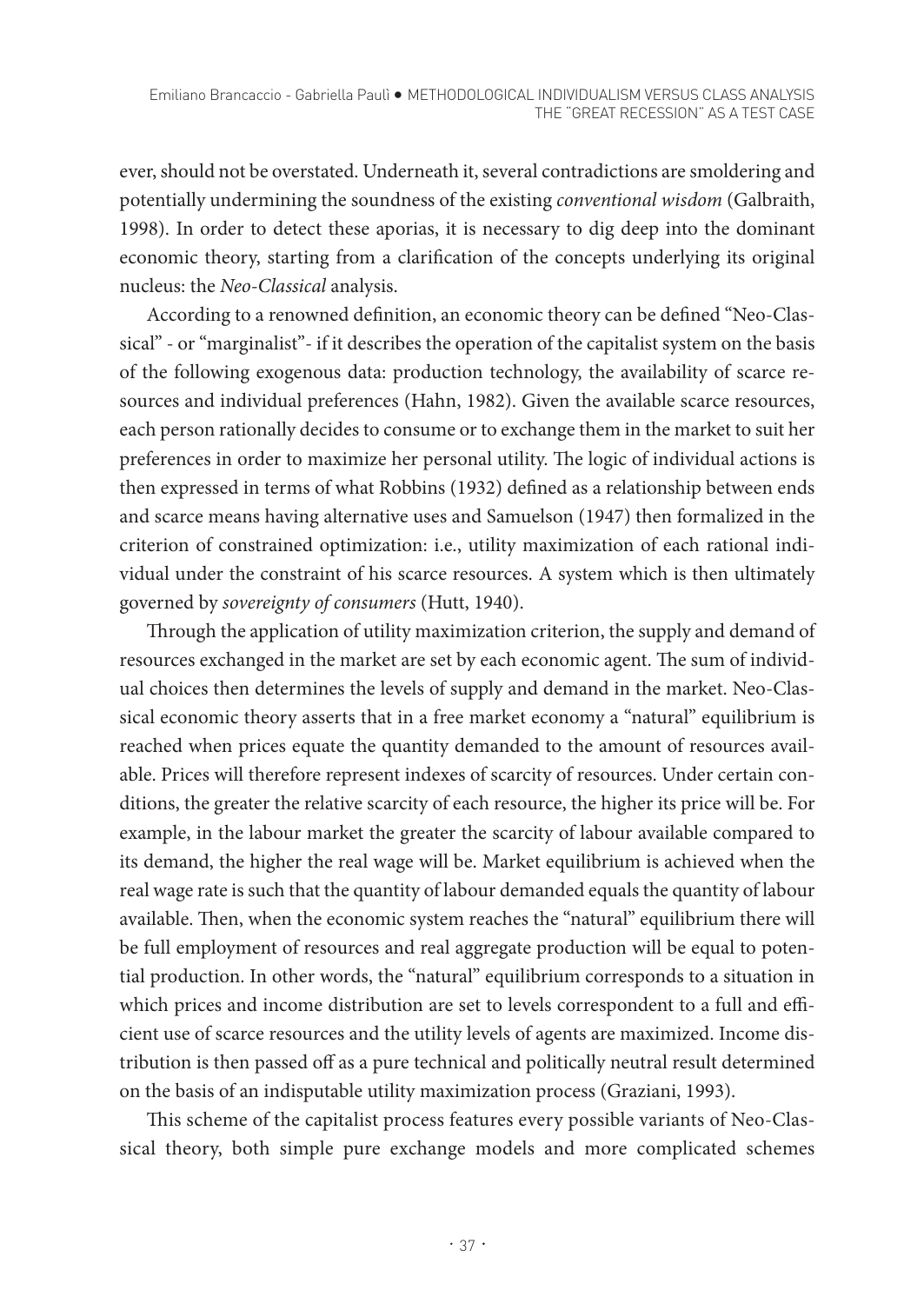ever, should not be overstated. Underneath it, several contradictions are smoldering and potentially undermining the soundness of the existing *conventional wisdom* (Galbraith, 1998). In order to detect these aporias, it is necessary to dig deep into the dominant economic theory, starting from a clarification of the concepts underlying its original nucleus: the *Neo-Classical* analysis.

According to a renowned definition, an economic theory can be defined "Neo-Classical" - or "marginalist"- if it describes the operation of the capitalist system on the basis of the following exogenous data: production technology, the availability of scarce resources and individual preferences (Hahn, 1982). Given the available scarce resources, each person rationally decides to consume or to exchange them in the market to suit her preferences in order to maximize her personal utility. The logic of individual actions is then expressed in terms of what Robbins (1932) defined as a relationship between ends and scarce means having alternative uses and Samuelson (1947) then formalized in the criterion of constrained optimization: i.e., utility maximization of each rational individual under the constraint of his scarce resources. A system which is then ultimately governed by *sovereignty of consumers* (Hutt, 1940).

Through the application of utility maximization criterion, the supply and demand of resources exchanged in the market are set by each economic agent. The sum of individual choices then determines the levels of supply and demand in the market. Neo-Classical economic theory asserts that in a free market economy a "natural" equilibrium is reached when prices equate the quantity demanded to the amount of resources available. Prices will therefore represent indexes of scarcity of resources. Under certain conditions, the greater the relative scarcity of each resource, the higher its price will be. For example, in the labour market the greater the scarcity of labour available compared to its demand, the higher the real wage will be. Market equilibrium is achieved when the real wage rate is such that the quantity of labour demanded equals the quantity of labour available. Then, when the economic system reaches the "natural" equilibrium there will be full employment of resources and real aggregate production will be equal to potential production. In other words, the "natural" equilibrium corresponds to a situation in which prices and income distribution are set to levels correspondent to a full and efficient use of scarce resources and the utility levels of agents are maximized. Income distribution is then passed off as a pure technical and politically neutral result determined on the basis of an indisputable utility maximization process (Graziani, 1993).

This scheme of the capitalist process features every possible variants of Neo-Classical theory, both simple pure exchange models and more complicated schemes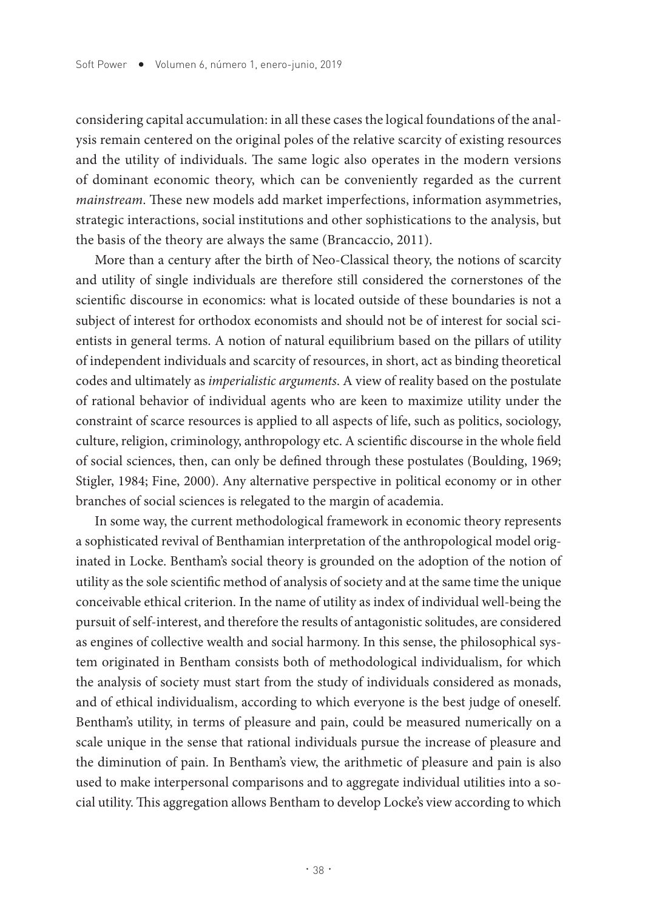considering capital accumulation: in all these cases the logical foundations of the analysis remain centered on the original poles of the relative scarcity of existing resources and the utility of individuals. The same logic also operates in the modern versions of dominant economic theory, which can be conveniently regarded as the current *mainstream*. These new models add market imperfections, information asymmetries, strategic interactions, social institutions and other sophistications to the analysis, but the basis of the theory are always the same (Brancaccio, 2011).

More than a century after the birth of Neo-Classical theory, the notions of scarcity and utility of single individuals are therefore still considered the cornerstones of the scientific discourse in economics: what is located outside of these boundaries is not a subject of interest for orthodox economists and should not be of interest for social scientists in general terms. A notion of natural equilibrium based on the pillars of utility of independent individuals and scarcity of resources, in short, act as binding theoretical codes and ultimately as *imperialistic arguments*. A view of reality based on the postulate of rational behavior of individual agents who are keen to maximize utility under the constraint of scarce resources is applied to all aspects of life, such as politics, sociology, culture, religion, criminology, anthropology etc. A scientific discourse in the whole field of social sciences, then, can only be defined through these postulates (Boulding, 1969; Stigler, 1984; Fine, 2000). Any alternative perspective in political economy or in other branches of social sciences is relegated to the margin of academia.

In some way, the current methodological framework in economic theory represents a sophisticated revival of Benthamian interpretation of the anthropological model originated in Locke. Bentham's social theory is grounded on the adoption of the notion of utility as the sole scientific method of analysis of society and at the same time the unique conceivable ethical criterion. In the name of utility as index of individual well-being the pursuit of self-interest, and therefore the results of antagonistic solitudes, are considered as engines of collective wealth and social harmony. In this sense, the philosophical system originated in Bentham consists both of methodological individualism, for which the analysis of society must start from the study of individuals considered as monads, and of ethical individualism, according to which everyone is the best judge of oneself. Bentham's utility, in terms of pleasure and pain, could be measured numerically on a scale unique in the sense that rational individuals pursue the increase of pleasure and the diminution of pain. In Bentham's view, the arithmetic of pleasure and pain is also used to make interpersonal comparisons and to aggregate individual utilities into a social utility. This aggregation allows Bentham to develop Locke's view according to which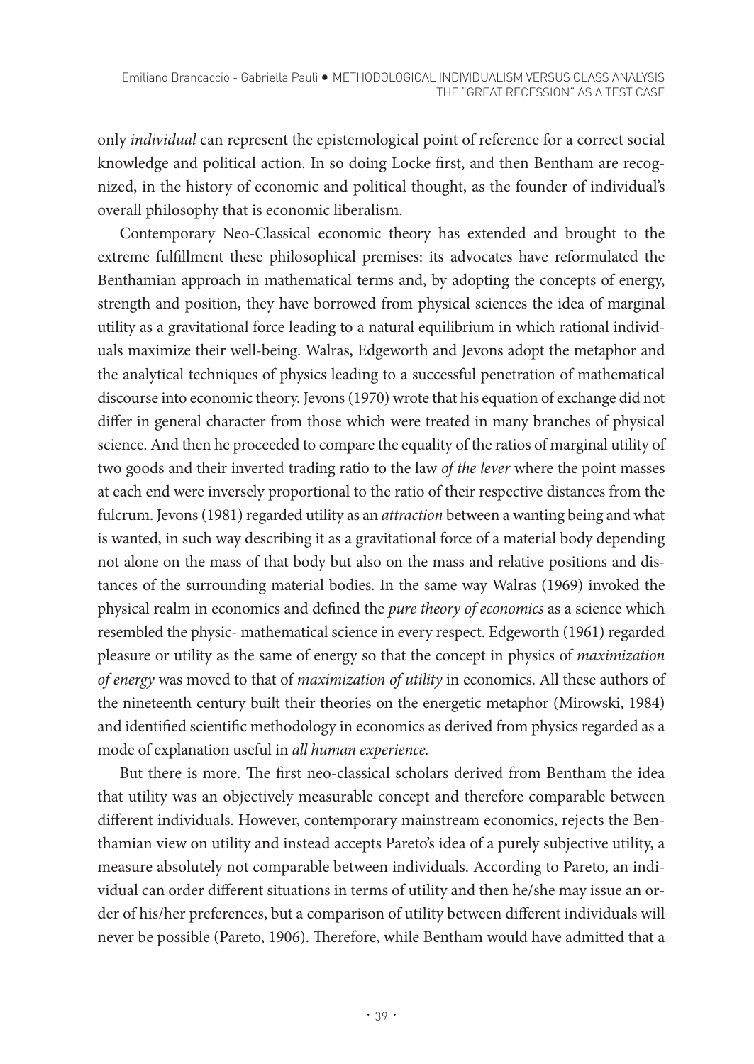only *individual* can represent the epistemological point of reference for a correct social knowledge and political action. In so doing Locke first, and then Bentham are recognized, in the history of economic and political thought, as the founder of individual's overall philosophy that is economic liberalism.

Contemporary Neo-Classical economic theory has extended and brought to the extreme fulfillment these philosophical premises: its advocates have reformulated the Benthamian approach in mathematical terms and, by adopting the concepts of energy, strength and position, they have borrowed from physical sciences the idea of marginal utility as a gravitational force leading to a natural equilibrium in which rational individuals maximize their well-being. Walras, Edgeworth and Jevons adopt the metaphor and the analytical techniques of physics leading to a successful penetration of mathematical discourse into economic theory. Jevons (1970) wrote that his equation of exchange did not differ in general character from those which were treated in many branches of physical science. And then he proceeded to compare the equality of the ratios of marginal utility of two goods and their inverted trading ratio to the law *of the lever* where the point masses at each end were inversely proportional to the ratio of their respective distances from the fulcrum. Jevons (1981) regarded utility as an *attraction* between a wanting being and what is wanted, in such way describing it as a gravitational force of a material body depending not alone on the mass of that body but also on the mass and relative positions and distances of the surrounding material bodies. In the same way Walras (1969) invoked the physical realm in economics and defined the *pure theory of economics* as a science which resembled the physic- mathematical science in every respect. Edgeworth (1961) regarded pleasure or utility as the same of energy so that the concept in physics of *maximization of energy* was moved to that of *maximization of utility* in economics. All these authors of the nineteenth century built their theories on the energetic metaphor (Mirowski, 1984) and identified scientific methodology in economics as derived from physics regarded as a mode of explanation useful in *all human experience.*

But there is more. The first neo-classical scholars derived from Bentham the idea that utility was an objectively measurable concept and therefore comparable between different individuals. However, contemporary mainstream economics, rejects the Benthamian view on utility and instead accepts Pareto's idea of a purely subjective utility, a measure absolutely not comparable between individuals. According to Pareto, an individual can order different situations in terms of utility and then he/she may issue an order of his/her preferences, but a comparison of utility between different individuals will never be possible (Pareto, 1906). Therefore, while Bentham would have admitted that a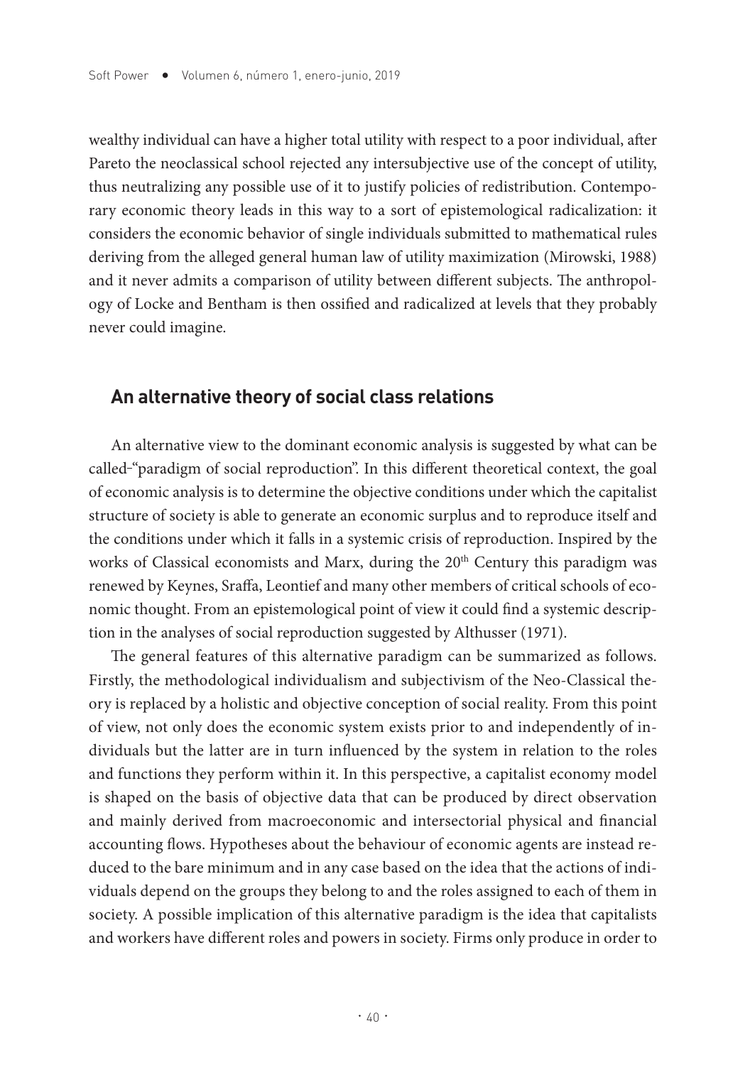wealthy individual can have a higher total utility with respect to a poor individual, after Pareto the neoclassical school rejected any intersubjective use of the concept of utility, thus neutralizing any possible use of it to justify policies of redistribution. Contemporary economic theory leads in this way to a sort of epistemological radicalization: it considers the economic behavior of single individuals submitted to mathematical rules deriving from the alleged general human law of utility maximization (Mirowski, 1988) and it never admits a comparison of utility between different subjects. The anthropology of Locke and Bentham is then ossified and radicalized at levels that they probably never could imagine.

## An alternative theory of social class relations

An alternative view to the dominant economic analysis is suggested by what can be called-"paradigm of social reproduction". In this different theoretical context, the goal of economic analysis is to determine the objective conditions under which the capitalist structure of society is able to generate an economic surplus and to reproduce itself and the conditions under which it falls in a systemic crisis of reproduction. Inspired by the works of Classical economists and Marx, during the 20th Century this paradigm was renewed by Keynes, Sraffa, Leontief and many other members of critical schools of economic thought. From an epistemological point of view it could find a systemic description in the analyses of social reproduction suggested by Althusser (1971).

The general features of this alternative paradigm can be summarized as follows. Firstly, the methodological individualism and subjectivism of the Neo-Classical theory is replaced by a holistic and objective conception of social reality. From this point of view, not only does the economic system exists prior to and independently of individuals but the latter are in turn influenced by the system in relation to the roles and functions they perform within it. In this perspective, a capitalist economy model is shaped on the basis of objective data that can be produced by direct observation and mainly derived from macroeconomic and intersectorial physical and financial accounting flows. Hypotheses about the behaviour of economic agents are instead reduced to the bare minimum and in any case based on the idea that the actions of individuals depend on the groups they belong to and the roles assigned to each of them in society. A possible implication of this alternative paradigm is the idea that capitalists and workers have different roles and powers in society. Firms only produce in order to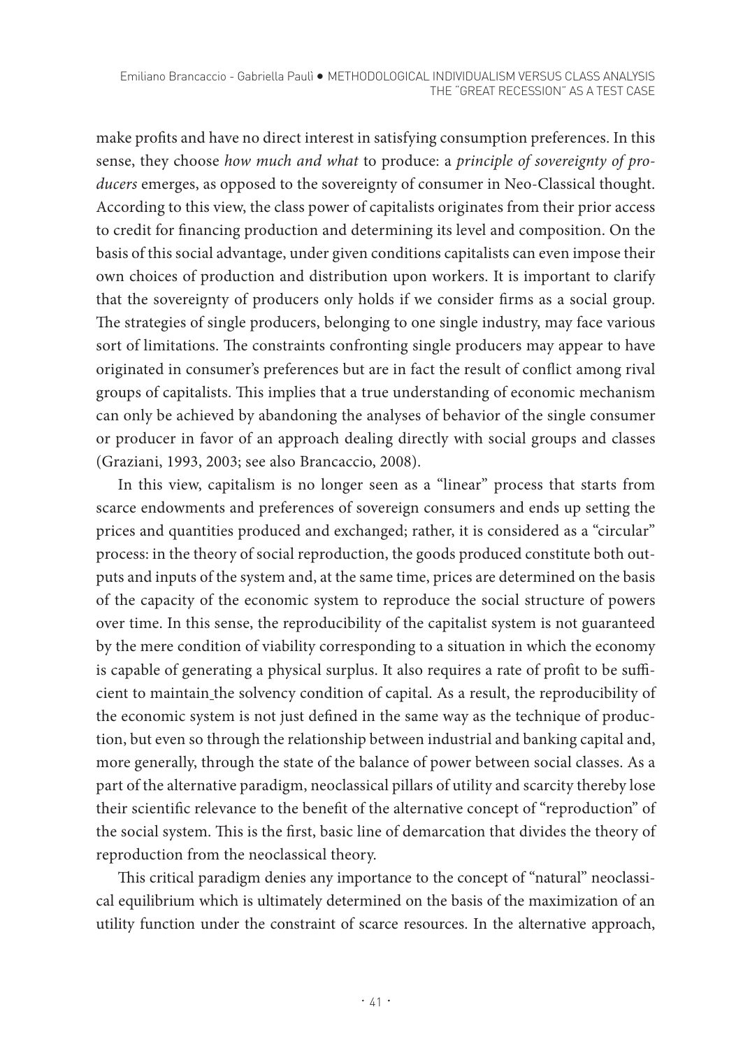make profits and have no direct interest in satisfying consumption preferences. In this sense, they choose *how much and what* to produce: a *principle of sovereignty of producers* emerges, as opposed to the sovereignty of consumer in Neo-Classical thought. According to this view, the class power of capitalists originates from their prior access to credit for financing production and determining its level and composition. On the basis of this social advantage, under given conditions capitalists can even impose their own choices of production and distribution upon workers. It is important to clarify that the sovereignty of producers only holds if we consider firms as a social group. The strategies of single producers, belonging to one single industry, may face various sort of limitations. The constraints confronting single producers may appear to have originated in consumer's preferences but are in fact the result of conflict among rival groups of capitalists. This implies that a true understanding of economic mechanism can only be achieved by abandoning the analyses of behavior of the single consumer or producer in favor of an approach dealing directly with social groups and classes (Graziani, 1993, 2003; see also Brancaccio, 2008).

In this view, capitalism is no longer seen as a "linear" process that starts from scarce endowments and preferences of sovereign consumers and ends up setting the prices and quantities produced and exchanged; rather, it is considered as a "circular" process: in the theory of social reproduction, the goods produced constitute both outputs and inputs of the system and, at the same time, prices are determined on the basis of the capacity of the economic system to reproduce the social structure of powers over time. In this sense, the reproducibility of the capitalist system is not guaranteed by the mere condition of viability corresponding to a situation in which the economy is capable of generating a physical surplus. It also requires a rate of profit to be sufficient to maintain the solvency condition of capital. As a result, the reproducibility of the economic system is not just defined in the same way as the technique of production, but even so through the relationship between industrial and banking capital and, more generally, through the state of the balance of power between social classes. As a part of the alternative paradigm, neoclassical pillars of utility and scarcity thereby lose their scientific relevance to the benefit of the alternative concept of "reproduction" of the social system. This is the first, basic line of demarcation that divides the theory of reproduction from the neoclassical theory.

This critical paradigm denies any importance to the concept of "natural" neoclassical equilibrium which is ultimately determined on the basis of the maximization of an utility function under the constraint of scarce resources. In the alternative approach,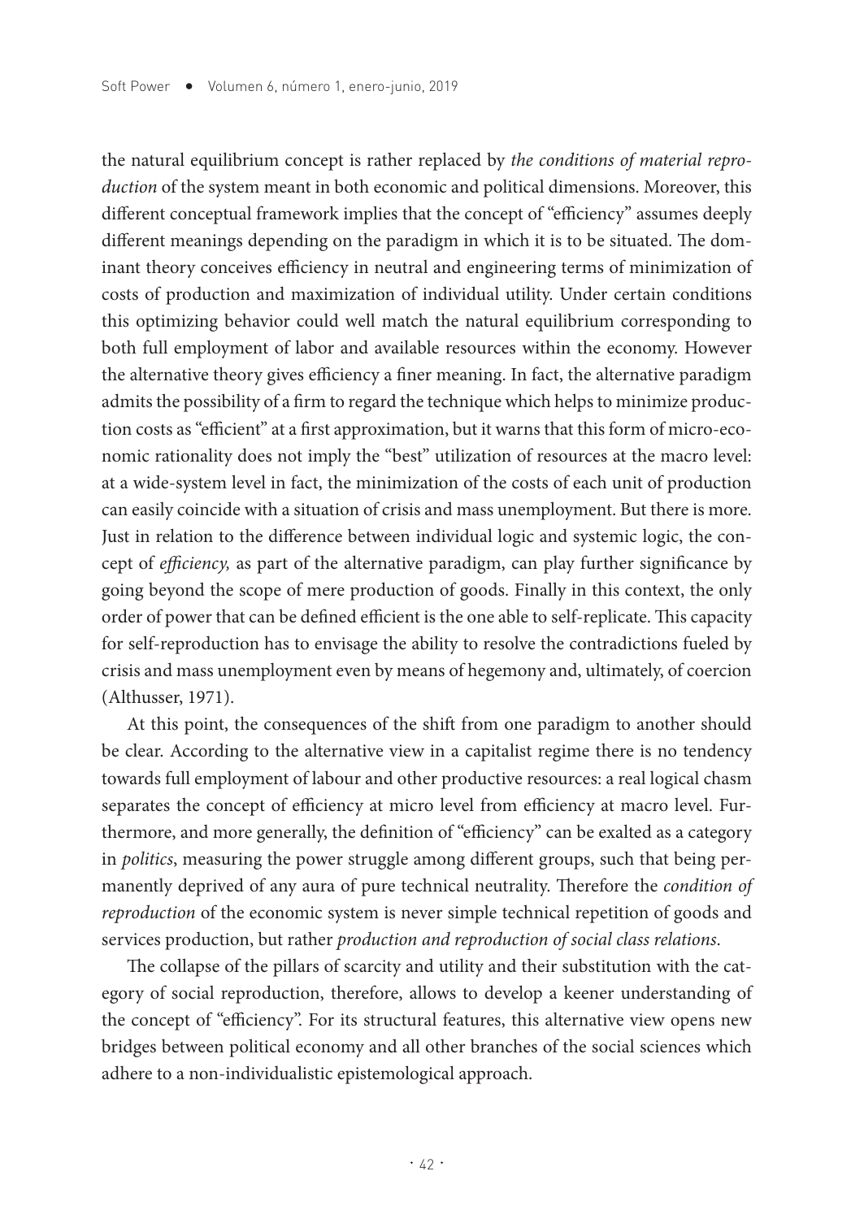the natural equilibrium concept is rather replaced by *the conditions of material reproduction* of the system meant in both economic and political dimensions. Moreover, this different conceptual framework implies that the concept of "efficiency" assumes deeply different meanings depending on the paradigm in which it is to be situated. The dominant theory conceives efficiency in neutral and engineering terms of minimization of costs of production and maximization of individual utility. Under certain conditions this optimizing behavior could well match the natural equilibrium corresponding to both full employment of labor and available resources within the economy. However the alternative theory gives efficiency a finer meaning. In fact, the alternative paradigm admits the possibility of a firm to regard the technique which helps to minimize production costs as "efficient" at a first approximation, but it warns that this form of micro-economic rationality does not imply the "best" utilization of resources at the macro level: at a wide-system level in fact, the minimization of the costs of each unit of production can easily coincide with a situation of crisis and mass unemployment. But there is more. Just in relation to the difference between individual logic and systemic logic, the concept of *efficiency,* as part of the alternative paradigm, can play further significance by going beyond the scope of mere production of goods. Finally in this context, the only order of power that can be defined efficient is the one able to self-replicate. This capacity for self-reproduction has to envisage the ability to resolve the contradictions fueled by crisis and mass unemployment even by means of hegemony and, ultimately, of coercion (Althusser, 1971).

At this point, the consequences of the shift from one paradigm to another should be clear. According to the alternative view in a capitalist regime there is no tendency towards full employment of labour and other productive resources: a real logical chasm separates the concept of efficiency at micro level from efficiency at macro level. Furthermore, and more generally, the definition of "efficiency" can be exalted as a category in *politics*, measuring the power struggle among different groups, such that being permanently deprived of any aura of pure technical neutrality. Therefore the *condition of reproduction* of the economic system is never simple technical repetition of goods and services production, but rather *production and reproduction of social class relations*.

The collapse of the pillars of scarcity and utility and their substitution with the category of social reproduction, therefore, allows to develop a keener understanding of the concept of "efficiency". For its structural features, this alternative view opens new bridges between political economy and all other branches of the social sciences which adhere to a non-individualistic epistemological approach.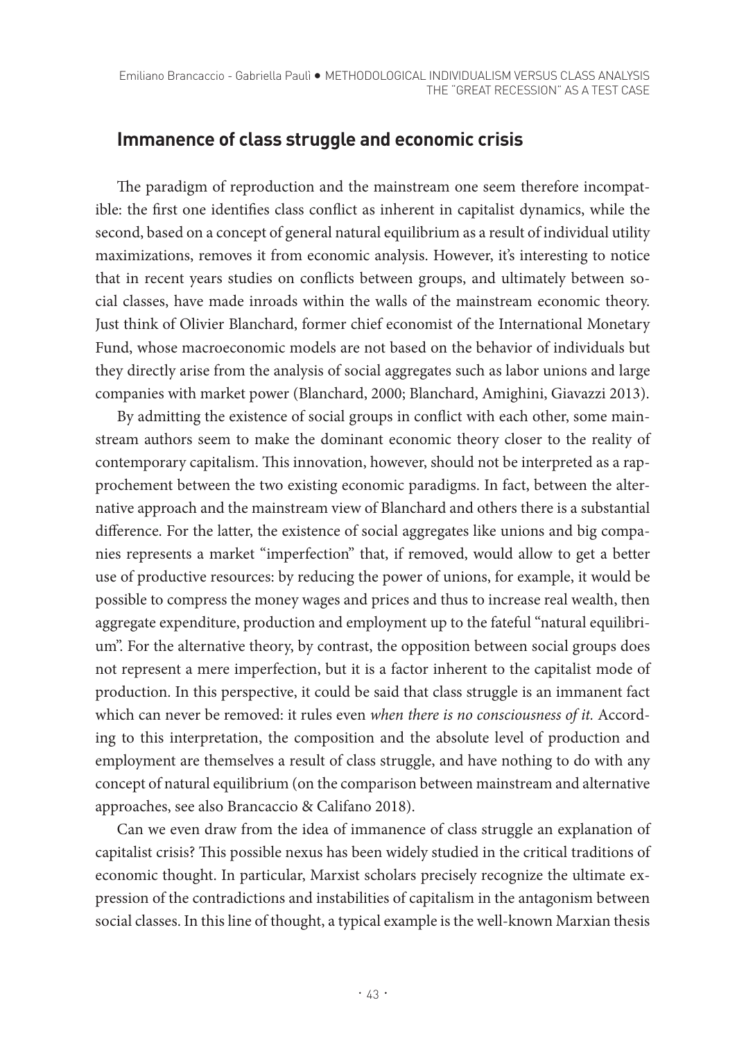## Immanence of class struggle and economic crisis

The paradigm of reproduction and the mainstream one seem therefore incompatible: the first one identifies class conflict as inherent in capitalist dynamics, while the second, based on a concept of general natural equilibrium as a result of individual utility maximizations, removes it from economic analysis. However, it's interesting to notice that in recent years studies on conflicts between groups, and ultimately between social classes, have made inroads within the walls of the mainstream economic theory. Just think of Olivier Blanchard, former chief economist of the International Monetary Fund, whose macroeconomic models are not based on the behavior of individuals but they directly arise from the analysis of social aggregates such as labor unions and large companies with market power (Blanchard, 2000; Blanchard, Amighini, Giavazzi 2013).

By admitting the existence of social groups in conflict with each other, some mainstream authors seem to make the dominant economic theory closer to the reality of contemporary capitalism. This innovation, however, should not be interpreted as a rapprochement between the two existing economic paradigms. In fact, between the alternative approach and the mainstream view of Blanchard and others there is a substantial difference. For the latter, the existence of social aggregates like unions and big companies represents a market "imperfection" that, if removed, would allow to get a better use of productive resources: by reducing the power of unions, for example, it would be possible to compress the money wages and prices and thus to increase real wealth, then aggregate expenditure, production and employment up to the fateful "natural equilibrium". For the alternative theory, by contrast, the opposition between social groups does not represent a mere imperfection, but it is a factor inherent to the capitalist mode of production. In this perspective, it could be said that class struggle is an immanent fact which can never be removed: it rules even *when there is no consciousness of it.* According to this interpretation, the composition and the absolute level of production and employment are themselves a result of class struggle, and have nothing to do with any concept of natural equilibrium (on the comparison between mainstream and alternative approaches, see also Brancaccio & Califano 2018).

Can we even draw from the idea of immanence of class struggle an explanation of capitalist crisis? This possible nexus has been widely studied in the critical traditions of economic thought. In particular, Marxist scholars precisely recognize the ultimate expression of the contradictions and instabilities of capitalism in the antagonism between social classes. In this line of thought, a typical example is the well-known Marxian thesis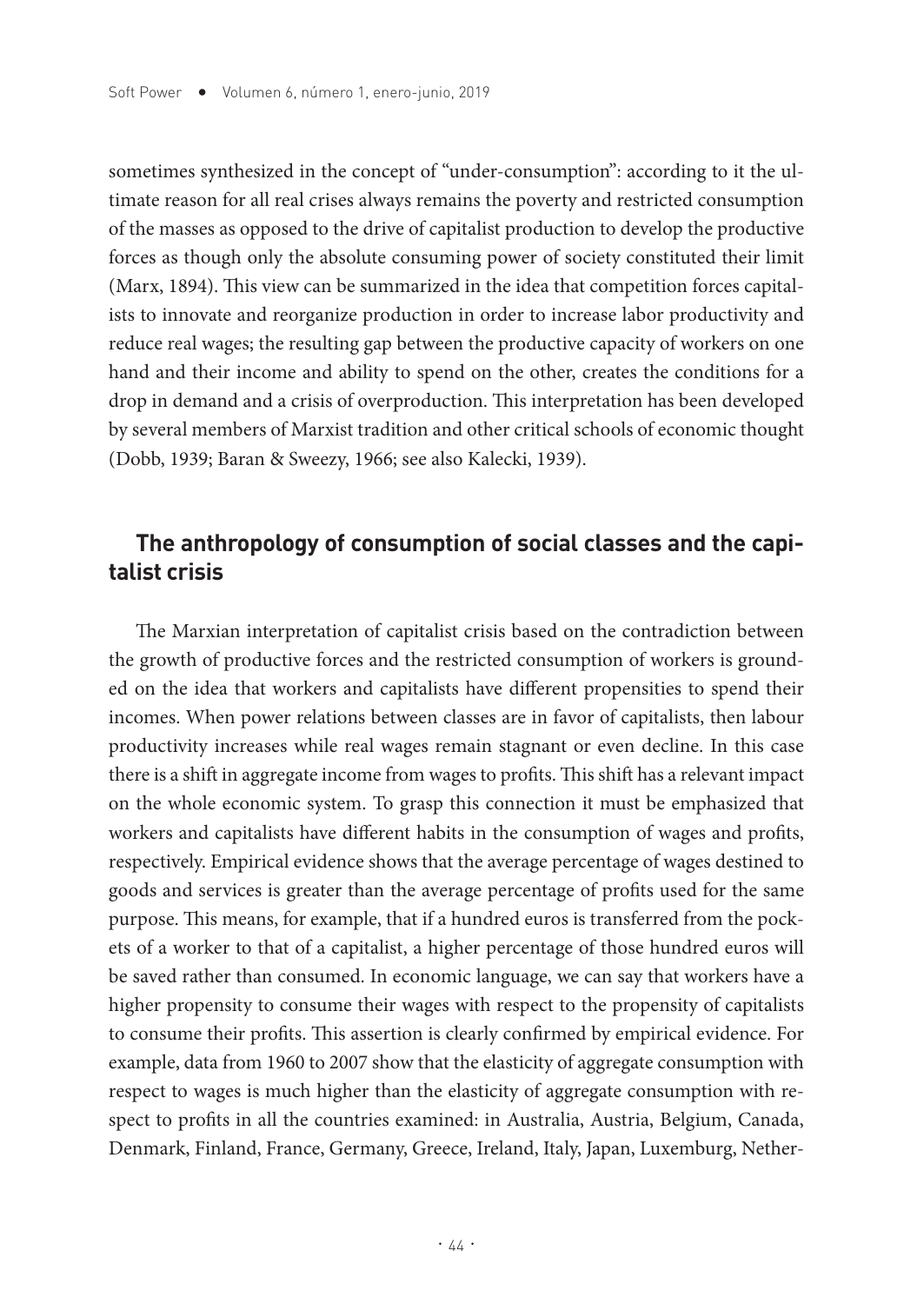sometimes synthesized in the concept of "under-consumption": according to it the ultimate reason for all real crises always remains the poverty and restricted consumption of the masses as opposed to the drive of capitalist production to develop the productive forces as though only the absolute consuming power of society constituted their limit (Marx, 1894). This view can be summarized in the idea that competition forces capitalists to innovate and reorganize production in order to increase labor productivity and reduce real wages; the resulting gap between the productive capacity of workers on one hand and their income and ability to spend on the other, creates the conditions for a drop in demand and a crisis of overproduction. This interpretation has been developed by several members of Marxist tradition and other critical schools of economic thought (Dobb, 1939; Baran & Sweezy, 1966; see also Kalecki, 1939).

## The anthropology of consumption of social classes and the capitalist crisis

The Marxian interpretation of capitalist crisis based on the contradiction between the growth of productive forces and the restricted consumption of workers is grounded on the idea that workers and capitalists have different propensities to spend their incomes. When power relations between classes are in favor of capitalists, then labour productivity increases while real wages remain stagnant or even decline. In this case there is a shift in aggregate income from wages to profits. This shift has a relevant impact on the whole economic system. To grasp this connection it must be emphasized that workers and capitalists have different habits in the consumption of wages and profits, respectively. Empirical evidence shows that the average percentage of wages destined to goods and services is greater than the average percentage of profits used for the same purpose. This means, for example, that if a hundred euros is transferred from the pockets of a worker to that of a capitalist, a higher percentage of those hundred euros will be saved rather than consumed. In economic language, we can say that workers have a higher propensity to consume their wages with respect to the propensity of capitalists to consume their profits. This assertion is clearly confirmed by empirical evidence. For example, data from 1960 to 2007 show that the elasticity of aggregate consumption with respect to wages is much higher than the elasticity of aggregate consumption with respect to profits in all the countries examined: in Australia, Austria, Belgium, Canada, Denmark, Finland, France, Germany, Greece, Ireland, Italy, Japan, Luxemburg, Nether-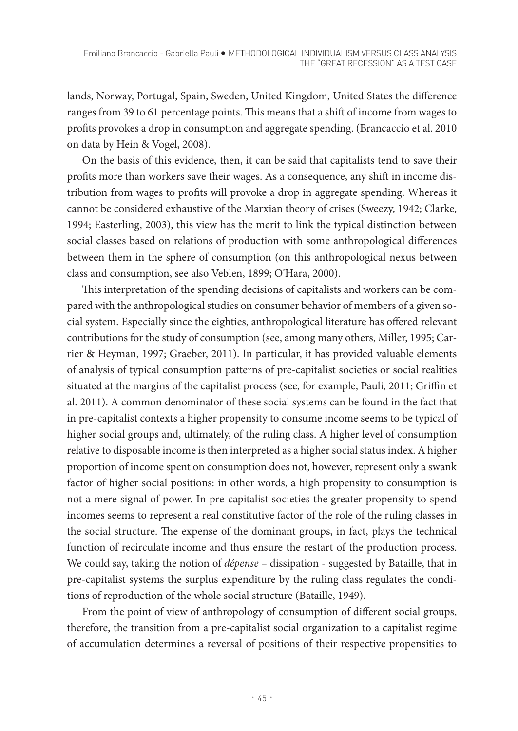lands, Norway, Portugal, Spain, Sweden, United Kingdom, United States the difference ranges from 39 to 61 percentage points. This means that a shift of income from wages to profits provokes a drop in consumption and aggregate spending. (Brancaccio et al. 2010 on data by Hein & Vogel, 2008).

On the basis of this evidence, then, it can be said that capitalists tend to save their profits more than workers save their wages. As a consequence, any shift in income distribution from wages to profits will provoke a drop in aggregate spending. Whereas it cannot be considered exhaustive of the Marxian theory of crises (Sweezy, 1942; Clarke, 1994; Easterling, 2003), this view has the merit to link the typical distinction between social classes based on relations of production with some anthropological differences between them in the sphere of consumption (on this anthropological nexus between class and consumption, see also Veblen, 1899; O'Hara, 2000).

This interpretation of the spending decisions of capitalists and workers can be compared with the anthropological studies on consumer behavior of members of a given social system. Especially since the eighties, anthropological literature has offered relevant contributions for the study of consumption (see, among many others, Miller, 1995; Carrier & Heyman, 1997; Graeber, 2011). In particular, it has provided valuable elements of analysis of typical consumption patterns of pre-capitalist societies or social realities situated at the margins of the capitalist process (see, for example, Pauli, 2011; Griffin et al. 2011). A common denominator of these social systems can be found in the fact that in pre-capitalist contexts a higher propensity to consume income seems to be typical of higher social groups and, ultimately, of the ruling class. A higher level of consumption relative to disposable income is then interpreted as a higher social status index. A higher proportion of income spent on consumption does not, however, represent only a swank factor of higher social positions: in other words, a high propensity to consumption is not a mere signal of power. In pre-capitalist societies the greater propensity to spend incomes seems to represent a real constitutive factor of the role of the ruling classes in the social structure. The expense of the dominant groups, in fact, plays the technical function of recirculate income and thus ensure the restart of the production process. We could say, taking the notion of *dépense* – dissipation - suggested by Bataille, that in pre-capitalist systems the surplus expenditure by the ruling class regulates the conditions of reproduction of the whole social structure (Bataille, 1949).

From the point of view of anthropology of consumption of different social groups, therefore, the transition from a pre-capitalist social organization to a capitalist regime of accumulation determines a reversal of positions of their respective propensities to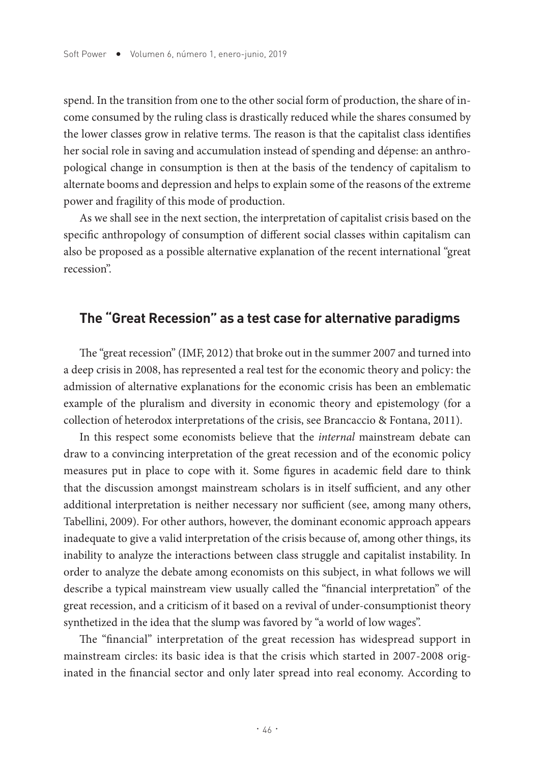spend. In the transition from one to the other social form of production, the share of income consumed by the ruling class is drastically reduced while the shares consumed by the lower classes grow in relative terms. The reason is that the capitalist class identifies her social role in saving and accumulation instead of spending and dépense: an anthropological change in consumption is then at the basis of the tendency of capitalism to alternate booms and depression and helps to explain some of the reasons of the extreme power and fragility of this mode of production.

As we shall see in the next section, the interpretation of capitalist crisis based on the specific anthropology of consumption of different social classes within capitalism can also be proposed as a possible alternative explanation of the recent international "great recession".

## The "Great Recession" as a test case for alternative paradigms

The "great recession" (IMF, 2012) that broke out in the summer 2007 and turned into a deep crisis in 2008, has represented a real test for the economic theory and policy: the admission of alternative explanations for the economic crisis has been an emblematic example of the pluralism and diversity in economic theory and epistemology (for a collection of heterodox interpretations of the crisis, see Brancaccio & Fontana, 2011).

In this respect some economists believe that the *internal* mainstream debate can draw to a convincing interpretation of the great recession and of the economic policy measures put in place to cope with it. Some figures in academic field dare to think that the discussion amongst mainstream scholars is in itself sufficient, and any other additional interpretation is neither necessary nor sufficient (see, among many others, Tabellini, 2009). For other authors, however, the dominant economic approach appears inadequate to give a valid interpretation of the crisis because of, among other things, its inability to analyze the interactions between class struggle and capitalist instability. In order to analyze the debate among economists on this subject, in what follows we will describe a typical mainstream view usually called the "financial interpretation" of the great recession, and a criticism of it based on a revival of under-consumptionist theory synthetized in the idea that the slump was favored by "a world of low wages".

The "financial" interpretation of the great recession has widespread support in mainstream circles: its basic idea is that the crisis which started in 2007-2008 originated in the financial sector and only later spread into real economy. According to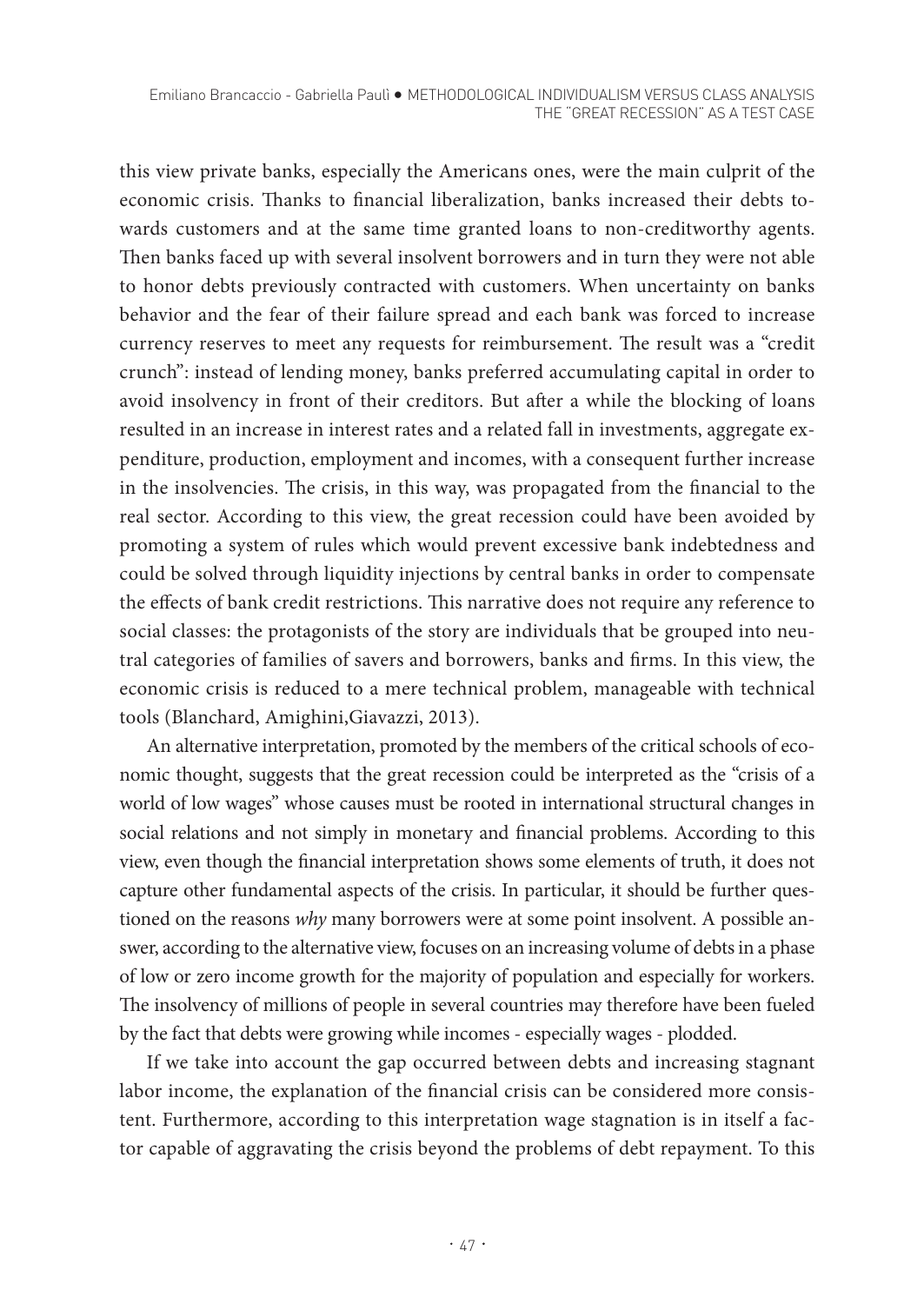this view private banks, especially the Americans ones, were the main culprit of the economic crisis. Thanks to financial liberalization, banks increased their debts towards customers and at the same time granted loans to non-creditworthy agents. Then banks faced up with several insolvent borrowers and in turn they were not able to honor debts previously contracted with customers. When uncertainty on banks behavior and the fear of their failure spread and each bank was forced to increase currency reserves to meet any requests for reimbursement. The result was a "credit crunch": instead of lending money, banks preferred accumulating capital in order to avoid insolvency in front of their creditors. But after a while the blocking of loans resulted in an increase in interest rates and a related fall in investments, aggregate expenditure, production, employment and incomes, with a consequent further increase in the insolvencies. The crisis, in this way, was propagated from the financial to the real sector. According to this view, the great recession could have been avoided by promoting a system of rules which would prevent excessive bank indebtedness and could be solved through liquidity injections by central banks in order to compensate the effects of bank credit restrictions. This narrative does not require any reference to social classes: the protagonists of the story are individuals that be grouped into neutral categories of families of savers and borrowers, banks and firms. In this view, the economic crisis is reduced to a mere technical problem, manageable with technical tools (Blanchard, Amighini,Giavazzi, 2013).

An alternative interpretation, promoted by the members of the critical schools of economic thought, suggests that the great recession could be interpreted as the "crisis of a world of low wages" whose causes must be rooted in international structural changes in social relations and not simply in monetary and financial problems. According to this view, even though the financial interpretation shows some elements of truth, it does not capture other fundamental aspects of the crisis. In particular, it should be further questioned on the reasons *why* many borrowers were at some point insolvent. A possible answer, according to the alternative view, focuses on an increasing volume of debts in a phase of low or zero income growth for the majority of population and especially for workers. The insolvency of millions of people in several countries may therefore have been fueled by the fact that debts were growing while incomes - especially wages - plodded.

If we take into account the gap occurred between debts and increasing stagnant labor income, the explanation of the financial crisis can be considered more consistent. Furthermore, according to this interpretation wage stagnation is in itself a factor capable of aggravating the crisis beyond the problems of debt repayment. To this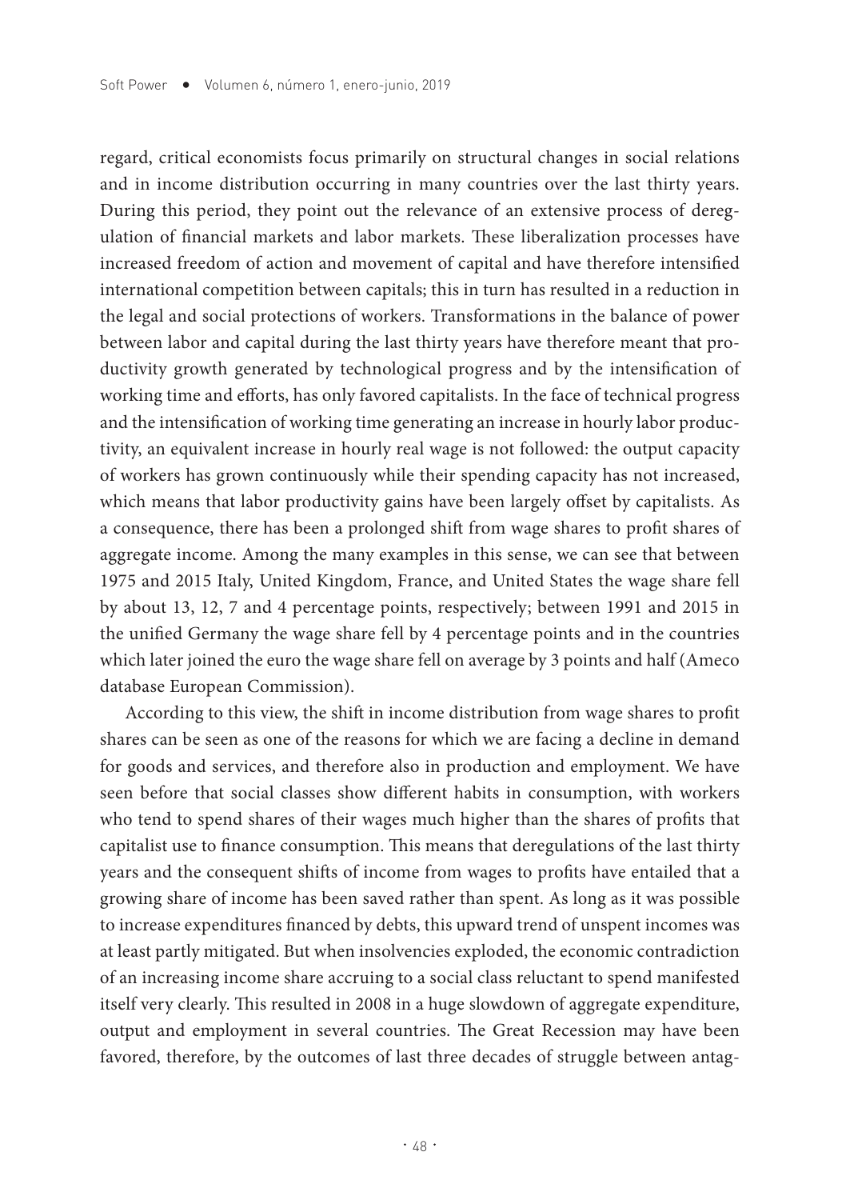regard, critical economists focus primarily on structural changes in social relations and in income distribution occurring in many countries over the last thirty years. During this period, they point out the relevance of an extensive process of deregulation of financial markets and labor markets. These liberalization processes have increased freedom of action and movement of capital and have therefore intensified international competition between capitals; this in turn has resulted in a reduction in the legal and social protections of workers. Transformations in the balance of power between labor and capital during the last thirty years have therefore meant that productivity growth generated by technological progress and by the intensification of working time and efforts, has only favored capitalists. In the face of technical progress and the intensification of working time generating an increase in hourly labor productivity, an equivalent increase in hourly real wage is not followed: the output capacity of workers has grown continuously while their spending capacity has not increased, which means that labor productivity gains have been largely offset by capitalists. As a consequence, there has been a prolonged shift from wage shares to profit shares of aggregate income. Among the many examples in this sense, we can see that between 1975 and 2015 Italy, United Kingdom, France, and United States the wage share fell by about 13, 12, 7 and 4 percentage points, respectively; between 1991 and 2015 in the unified Germany the wage share fell by 4 percentage points and in the countries which later joined the euro the wage share fell on average by 3 points and half (Ameco database European Commission).

According to this view, the shift in income distribution from wage shares to profit shares can be seen as one of the reasons for which we are facing a decline in demand for goods and services, and therefore also in production and employment. We have seen before that social classes show different habits in consumption, with workers who tend to spend shares of their wages much higher than the shares of profits that capitalist use to finance consumption. This means that deregulations of the last thirty years and the consequent shifts of income from wages to profits have entailed that a growing share of income has been saved rather than spent. As long as it was possible to increase expenditures financed by debts, this upward trend of unspent incomes was at least partly mitigated. But when insolvencies exploded, the economic contradiction of an increasing income share accruing to a social class reluctant to spend manifested itself very clearly. This resulted in 2008 in a huge slowdown of aggregate expenditure, output and employment in several countries. The Great Recession may have been favored, therefore, by the outcomes of last three decades of struggle between antag-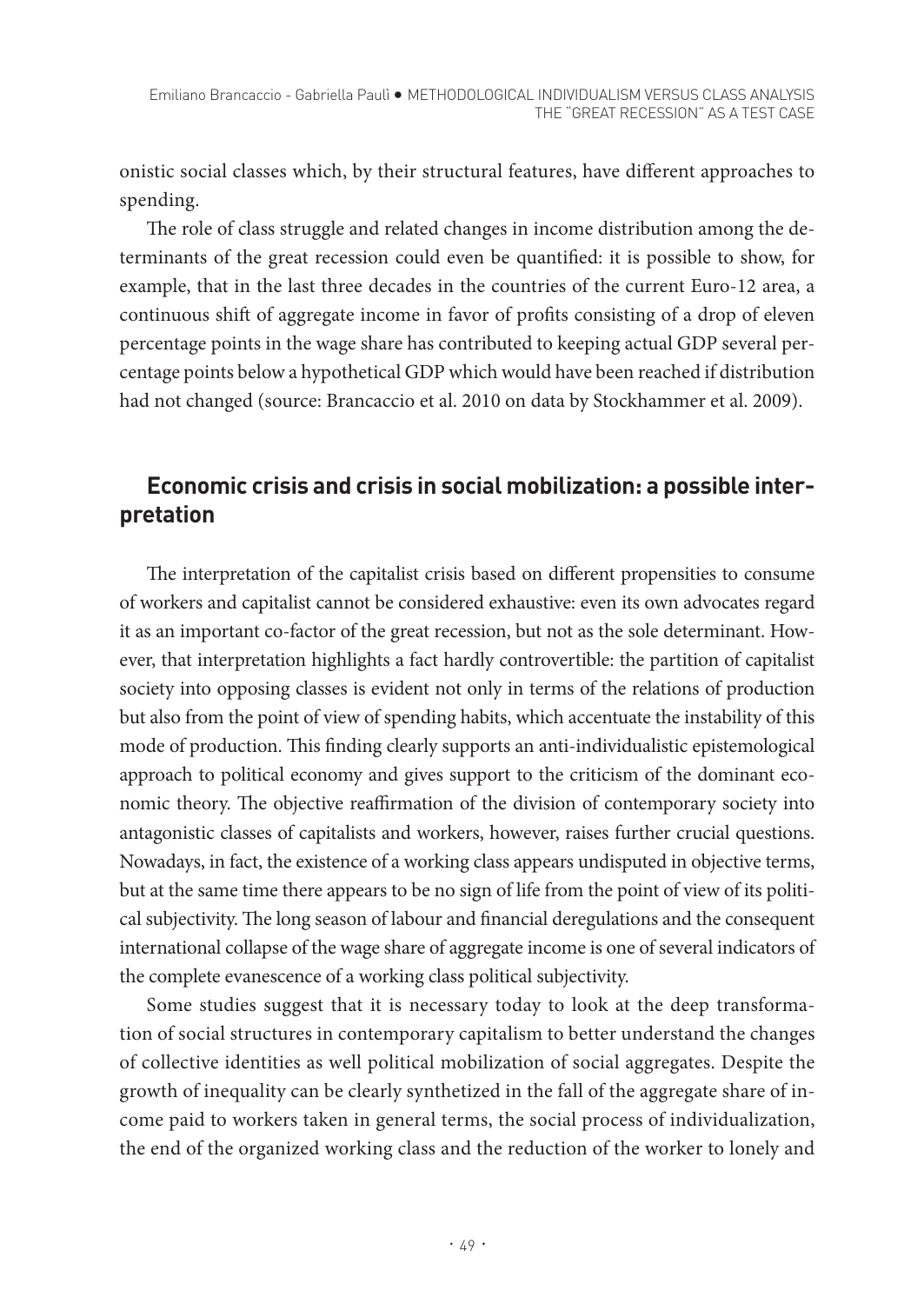onistic social classes which, by their structural features, have different approaches to spending.

The role of class struggle and related changes in income distribution among the determinants of the great recession could even be quantified: it is possible to show, for example, that in the last three decades in the countries of the current Euro-12 area, a continuous shift of aggregate income in favor of profits consisting of a drop of eleven percentage points in the wage share has contributed to keeping actual GDP several percentage points below a hypothetical GDP which would have been reached if distribution had not changed (source: Brancaccio et al. 2010 on data by Stockhammer et al. 2009).

## Economic crisis and crisis in social mobilization: a possible interpretation

The interpretation of the capitalist crisis based on different propensities to consume of workers and capitalist cannot be considered exhaustive: even its own advocates regard it as an important co-factor of the great recession, but not as the sole determinant. However, that interpretation highlights a fact hardly controvertible: the partition of capitalist society into opposing classes is evident not only in terms of the relations of production but also from the point of view of spending habits, which accentuate the instability of this mode of production. This finding clearly supports an anti-individualistic epistemological approach to political economy and gives support to the criticism of the dominant economic theory. The objective reaffirmation of the division of contemporary society into antagonistic classes of capitalists and workers, however, raises further crucial questions. Nowadays, in fact, the existence of a working class appears undisputed in objective terms, but at the same time there appears to be no sign of life from the point of view of its political subjectivity. The long season of labour and financial deregulations and the consequent international collapse of the wage share of aggregate income is one of several indicators of the complete evanescence of a working class political subjectivity.

Some studies suggest that it is necessary today to look at the deep transformation of social structures in contemporary capitalism to better understand the changes of collective identities as well political mobilization of social aggregates. Despite the growth of inequality can be clearly synthetized in the fall of the aggregate share of income paid to workers taken in general terms, the social process of individualization, the end of the organized working class and the reduction of the worker to lonely and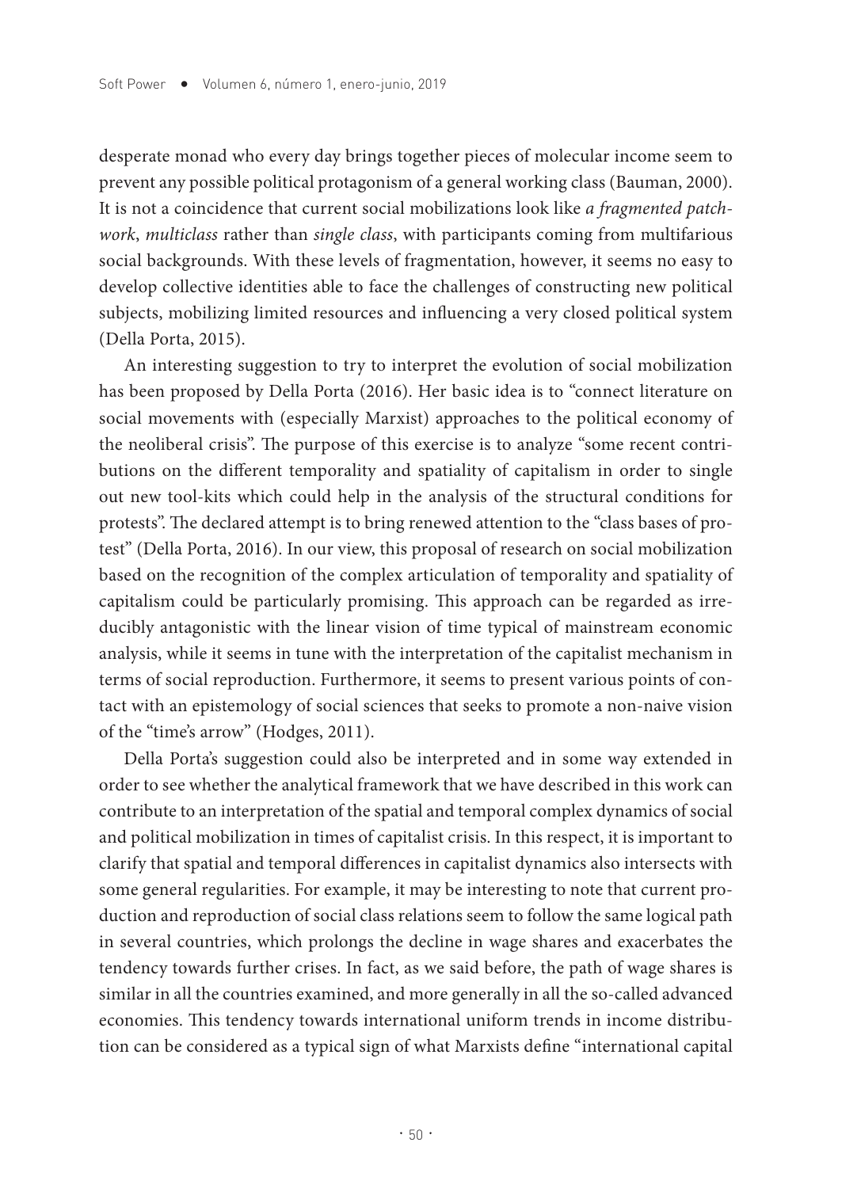desperate monad who every day brings together pieces of molecular income seem to prevent any possible political protagonism of a general working class (Bauman, 2000). It is not a coincidence that current social mobilizations look like *a fragmented patchwork*, *multiclass* rather than *single class*, with participants coming from multifarious social backgrounds. With these levels of fragmentation, however, it seems no easy to develop collective identities able to face the challenges of constructing new political subjects, mobilizing limited resources and influencing a very closed political system (Della Porta, 2015).

An interesting suggestion to try to interpret the evolution of social mobilization has been proposed by Della Porta (2016). Her basic idea is to "connect literature on social movements with (especially Marxist) approaches to the political economy of the neoliberal crisis". The purpose of this exercise is to analyze "some recent contributions on the different temporality and spatiality of capitalism in order to single out new tool-kits which could help in the analysis of the structural conditions for protests". The declared attempt is to bring renewed attention to the "class bases of protest" (Della Porta, 2016). In our view, this proposal of research on social mobilization based on the recognition of the complex articulation of temporality and spatiality of capitalism could be particularly promising. This approach can be regarded as irreducibly antagonistic with the linear vision of time typical of mainstream economic analysis, while it seems in tune with the interpretation of the capitalist mechanism in terms of social reproduction. Furthermore, it seems to present various points of contact with an epistemology of social sciences that seeks to promote a non-naive vision of the "time's arrow" (Hodges, 2011).

Della Porta's suggestion could also be interpreted and in some way extended in order to see whether the analytical framework that we have described in this work can contribute to an interpretation of the spatial and temporal complex dynamics of social and political mobilization in times of capitalist crisis. In this respect, it is important to clarify that spatial and temporal differences in capitalist dynamics also intersects with some general regularities. For example, it may be interesting to note that current production and reproduction of social class relations seem to follow the same logical path in several countries, which prolongs the decline in wage shares and exacerbates the tendency towards further crises. In fact, as we said before, the path of wage shares is similar in all the countries examined, and more generally in all the so-called advanced economies. This tendency towards international uniform trends in income distribution can be considered as a typical sign of what Marxists define "international capital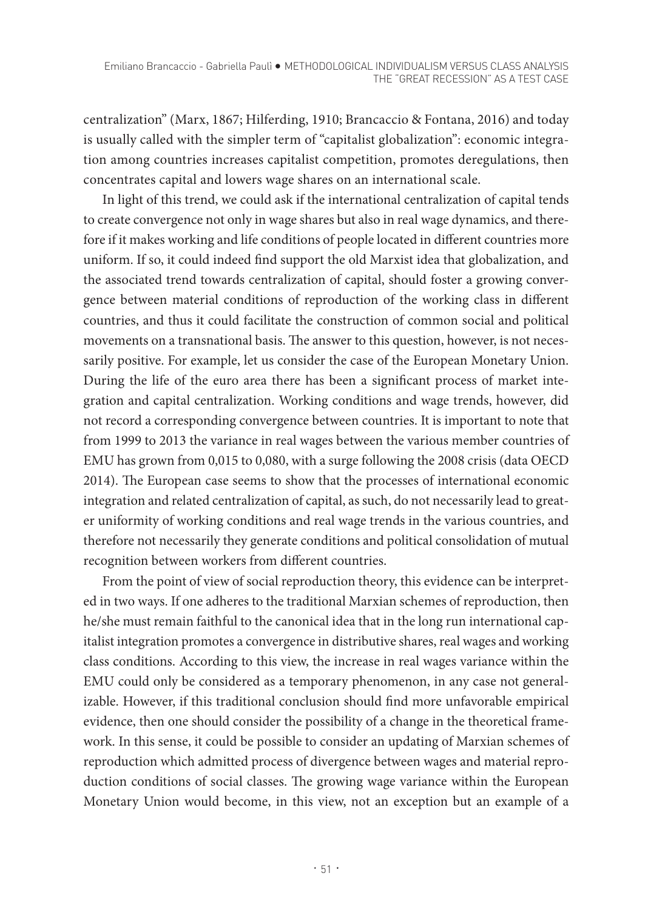centralization" (Marx, 1867; Hilferding, 1910; Brancaccio & Fontana, 2016) and today is usually called with the simpler term of "capitalist globalization": economic integration among countries increases capitalist competition, promotes deregulations, then concentrates capital and lowers wage shares on an international scale.

In light of this trend, we could ask if the international centralization of capital tends to create convergence not only in wage shares but also in real wage dynamics, and therefore if it makes working and life conditions of people located in different countries more uniform. If so, it could indeed find support the old Marxist idea that globalization, and the associated trend towards centralization of capital, should foster a growing convergence between material conditions of reproduction of the working class in different countries, and thus it could facilitate the construction of common social and political movements on a transnational basis. The answer to this question, however, is not necessarily positive. For example, let us consider the case of the European Monetary Union. During the life of the euro area there has been a significant process of market integration and capital centralization. Working conditions and wage trends, however, did not record a corresponding convergence between countries. It is important to note that from 1999 to 2013 the variance in real wages between the various member countries of EMU has grown from 0,015 to 0,080, with a surge following the 2008 crisis (data OECD 2014). The European case seems to show that the processes of international economic integration and related centralization of capital, as such, do not necessarily lead to greater uniformity of working conditions and real wage trends in the various countries, and therefore not necessarily they generate conditions and political consolidation of mutual recognition between workers from different countries.

From the point of view of social reproduction theory, this evidence can be interpreted in two ways. If one adheres to the traditional Marxian schemes of reproduction, then he/she must remain faithful to the canonical idea that in the long run international capitalist integration promotes a convergence in distributive shares, real wages and working class conditions. According to this view, the increase in real wages variance within the EMU could only be considered as a temporary phenomenon, in any case not generalizable. However, if this traditional conclusion should find more unfavorable empirical evidence, then one should consider the possibility of a change in the theoretical framework. In this sense, it could be possible to consider an updating of Marxian schemes of reproduction which admitted process of divergence between wages and material reproduction conditions of social classes. The growing wage variance within the European Monetary Union would become, in this view, not an exception but an example of a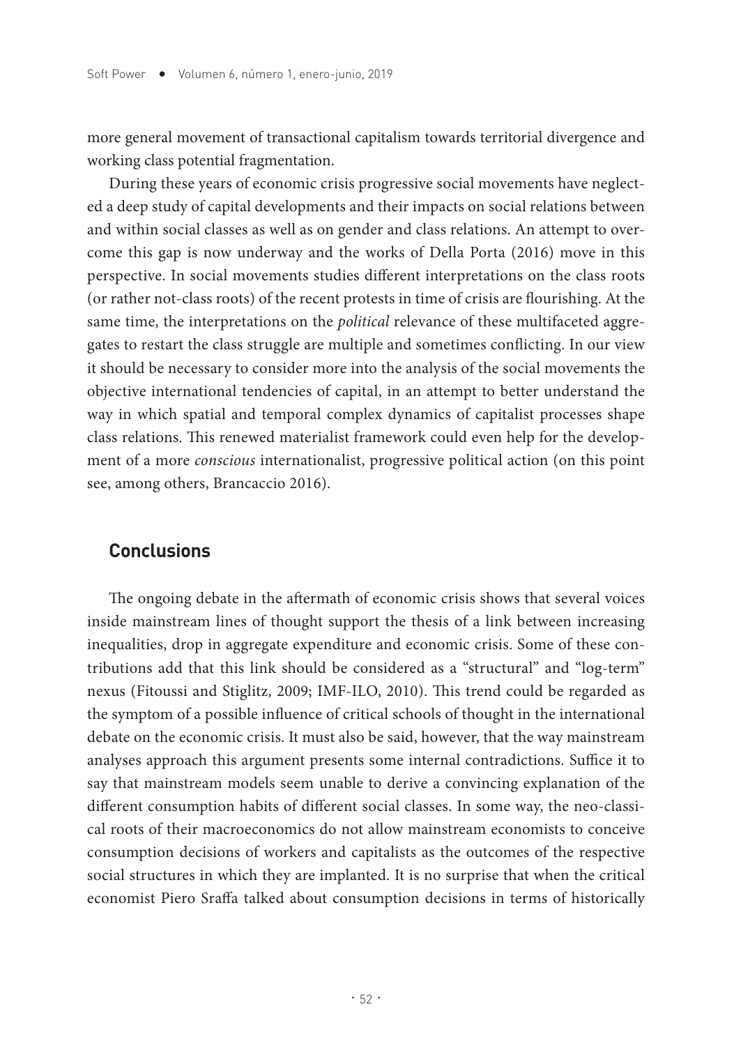more general movement of transactional capitalism towards territorial divergence and working class potential fragmentation.

During these years of economic crisis progressive social movements have neglected a deep study of capital developments and their impacts on social relations between and within social classes as well as on gender and class relations. An attempt to overcome this gap is now underway and the works of Della Porta (2016) move in this perspective. In social movements studies different interpretations on the class roots (or rather not-class roots) of the recent protests in time of crisis are flourishing. At the same time, the interpretations on the *political* relevance of these multifaceted aggregates to restart the class struggle are multiple and sometimes conflicting. In our view it should be necessary to consider more into the analysis of the social movements the objective international tendencies of capital, in an attempt to better understand the way in which spatial and temporal complex dynamics of capitalist processes shape class relations. This renewed materialist framework could even help for the development of a more *conscious* internationalist, progressive political action (on this point see, among others, Brancaccio 2016).

## Conclusions

The ongoing debate in the aftermath of economic crisis shows that several voices inside mainstream lines of thought support the thesis of a link between increasing inequalities, drop in aggregate expenditure and economic crisis. Some of these contributions add that this link should be considered as a "structural" and "log-term" nexus (Fitoussi and Stiglitz, 2009; IMF-ILO, 2010). This trend could be regarded as the symptom of a possible influence of critical schools of thought in the international debate on the economic crisis. It must also be said, however, that the way mainstream analyses approach this argument presents some internal contradictions. Suffice it to say that mainstream models seem unable to derive a convincing explanation of the different consumption habits of different social classes. In some way, the neo-classical roots of their macroeconomics do not allow mainstream economists to conceive consumption decisions of workers and capitalists as the outcomes of the respective social structures in which they are implanted. It is no surprise that when the critical economist Piero Sraffa talked about consumption decisions in terms of historically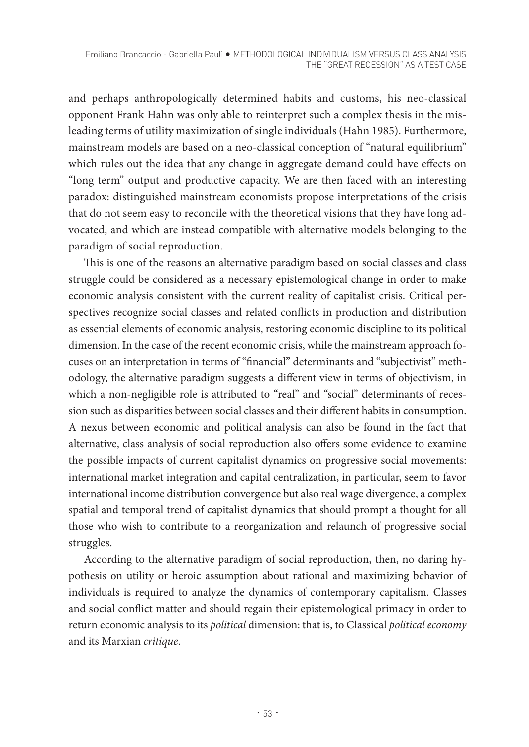and perhaps anthropologically determined habits and customs, his neo-classical opponent Frank Hahn was only able to reinterpret such a complex thesis in the misleading terms of utility maximization of single individuals (Hahn 1985). Furthermore, mainstream models are based on a neo-classical conception of "natural equilibrium" which rules out the idea that any change in aggregate demand could have effects on "long term" output and productive capacity. We are then faced with an interesting paradox: distinguished mainstream economists propose interpretations of the crisis that do not seem easy to reconcile with the theoretical visions that they have long advocated, and which are instead compatible with alternative models belonging to the paradigm of social reproduction.

This is one of the reasons an alternative paradigm based on social classes and class struggle could be considered as a necessary epistemological change in order to make economic analysis consistent with the current reality of capitalist crisis. Critical perspectives recognize social classes and related conflicts in production and distribution as essential elements of economic analysis, restoring economic discipline to its political dimension. In the case of the recent economic crisis, while the mainstream approach focuses on an interpretation in terms of "financial" determinants and "subjectivist" methodology, the alternative paradigm suggests a different view in terms of objectivism, in which a non-negligible role is attributed to "real" and "social" determinants of recession such as disparities between social classes and their different habits in consumption. A nexus between economic and political analysis can also be found in the fact that alternative, class analysis of social reproduction also offers some evidence to examine the possible impacts of current capitalist dynamics on progressive social movements: international market integration and capital centralization, in particular, seem to favor international income distribution convergence but also real wage divergence, a complex spatial and temporal trend of capitalist dynamics that should prompt a thought for all those who wish to contribute to a reorganization and relaunch of progressive social struggles.

According to the alternative paradigm of social reproduction, then, no daring hypothesis on utility or heroic assumption about rational and maximizing behavior of individuals is required to analyze the dynamics of contemporary capitalism. Classes and social conflict matter and should regain their epistemological primacy in order to return economic analysis to its *political* dimension: that is, to Classical *political economy* and its Marxian *critique*.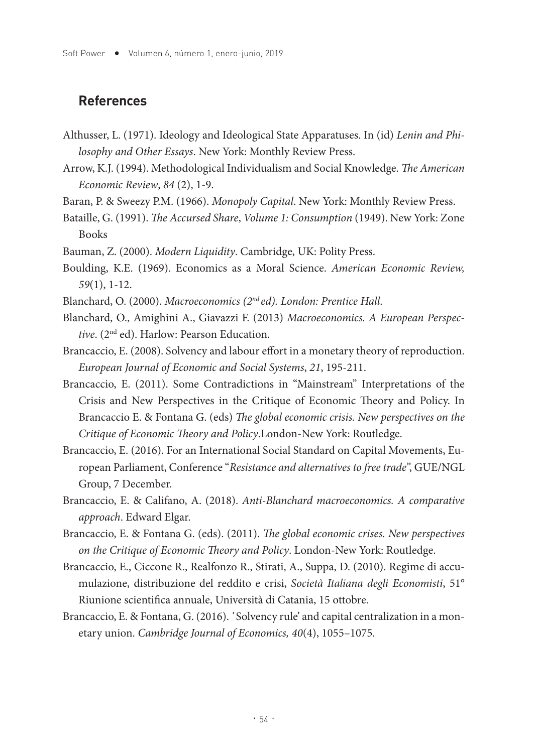## References

Althusser, L. (1971). Ideology and Ideological State Apparatuses. In (id) *Lenin and Philosophy and Other Essays*. New York: Monthly Review Press.

Arrow, K.J. (1994). Methodological Individualism and Social Knowledge. *The American Economic Review*, *84* (2), 1-9.

Baran, P. & Sweezy P.M. (1966). *Monopoly Capital*. New York: Monthly Review Press.

Bataille, G. (1991). *The Accursed Share*, *Volume 1: Consumption* (1949). New York: Zone Books

Bauman, Z. (2000). *Modern Liquidity*. Cambridge, UK: Polity Press.

Boulding, K.E. (1969). Economics as a Moral Science. *American Economic Review, 59*(1), 1-12.

Blanchard, O. (2000). *Macroeconomics (2nd ed). London: Prentice Hall.*

Blanchard, O., Amighini A., Giavazzi F. (2013) *Macroeconomics. A European Perspective*. (2nd ed). Harlow: Pearson Education.

Brancaccio, E. (2008). Solvency and labour effort in a monetary theory of reproduction. *European Journal of Economic and Social Systems*, *21*, 195-211.

Brancaccio, E. (2011). Some Contradictions in "Mainstream" Interpretations of the Crisis and New Perspectives in the Critique of Economic Theory and Policy. In Brancaccio E. & Fontana G. (eds) *The global economic crisis. New perspectives on the Critique of Economic Theory and Policy*.London-New York: Routledge.

Brancaccio, E. (2016). For an International Social Standard on Capital Movements, European Parliament, Conference "*Resistance and alternatives to free trade*", GUE/NGL Group, 7 December.

Brancaccio, E. & Califano, A. (2018). *Anti-Blanchard macroeconomics. A comparative approach*. Edward Elgar.

Brancaccio, E. & Fontana G. (eds). (2011). *The global economic crises. New perspectives on the Critique of Economic Theory and Policy*. London-New York: Routledge.

Brancaccio, E., Ciccone R., Realfonzo R., Stirati, A., Suppa, D. (2010). Regime di accumulazione, distribuzione del reddito e crisi, *Società Italiana degli Economisti*, 51° Riunione scientifica annuale, Università di Catania, 15 ottobre.

Brancaccio, E. & Fontana, G. (2016). 'Solvency rule' and capital centralization in a monetary union. *Cambridge Journal of Economics, 40*(4), 1055–1075.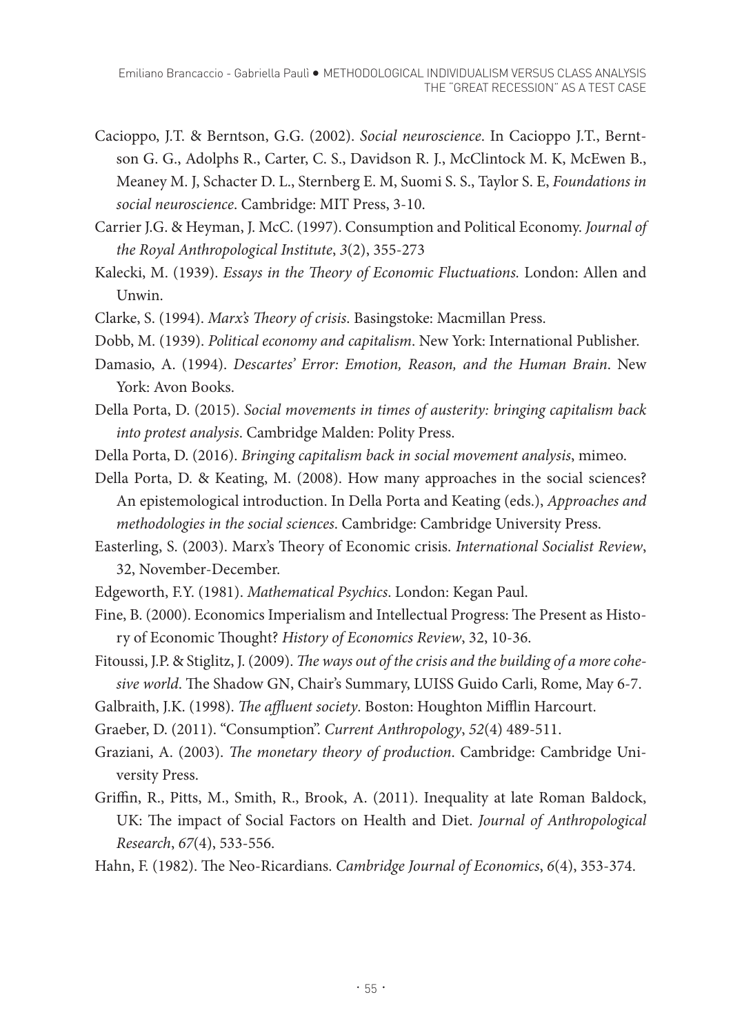Cacioppo, J.T. & Berntson, G.G. (2002). *Social neuroscience*. In Cacioppo J.T., Berntson G. G., Adolphs R., Carter, C. S., Davidson R. J., McClintock M. K, McEwen B., Meaney M. J, Schacter D. L., Sternberg E. M, Suomi S. S., Taylor S. E, *Foundations in social neuroscience*. Cambridge: MIT Press, 3-10.

Carrier J.G. & Heyman, J. McC. (1997). Consumption and Political Economy. *Journal of the Royal Anthropological Institute*, *3*(2), 355-273

Kalecki, M. (1939). *Essays in the Theory of Economic Fluctuations.* London: Allen and Unwin.

Clarke, S. (1994). *Marx's Theory of crisis*. Basingstoke: Macmillan Press.

Dobb, M. (1939). *Political economy and capitalism*. New York: International Publisher.

Damasio, A. (1994). *Descartes' Error: Emotion, Reason, and the Human Brain*. New York: Avon Books.

Della Porta, D. (2015). *Social movements in times of austerity: bringing capitalism back into protest analysis*. Cambridge Malden: Polity Press.

Della Porta, D. (2016). *Bringing capitalism back in social movement analysis*, mimeo.

Della Porta, D. & Keating, M. (2008). How many approaches in the social sciences? An epistemological introduction. In Della Porta and Keating (eds.), *Approaches and methodologies in the social sciences*. Cambridge: Cambridge University Press.

Easterling, S. (2003). Marx's Theory of Economic crisis. *International Socialist Review*, 32, November-December.

Edgeworth, F.Y. (1981). *Mathematical Psychics*. London: Kegan Paul.

Fine, B. (2000). Economics Imperialism and Intellectual Progress: The Present as History of Economic Thought? *History of Economics Review*, 32, 10-36.

Fitoussi, J.P. & Stiglitz, J. (2009). *The ways out of the crisis and the building of a more cohesive world*. The Shadow GN, Chair's Summary, LUISS Guido Carli, Rome, May 6-7.

Galbraith, J.K. (1998). *The affluent society*. Boston: Houghton Mifflin Harcourt.

Graeber, D. (2011). "Consumption". *Current Anthropology*, *52*(4) 489-511.

Graziani, A. (2003). *The monetary theory of production*. Cambridge: Cambridge University Press.

Griffin, R., Pitts, M., Smith, R., Brook, A. (2011). Inequality at late Roman Baldock, UK: The impact of Social Factors on Health and Diet. *Journal of Anthropological Research*, *67*(4), 533-556.

Hahn, F. (1982). The Neo-Ricardians. *Cambridge Journal of Economics*, *6*(4), 353-374.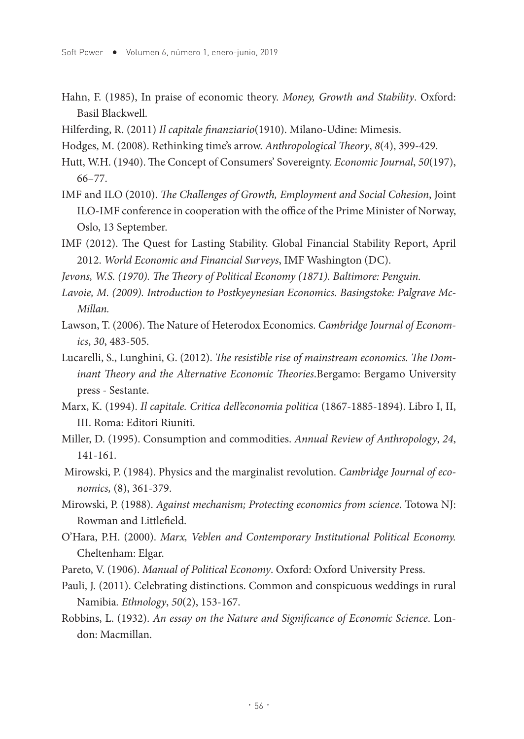Hahn, F. (1985), In praise of economic theory. *Money, Growth and Stability*. Oxford: Basil Blackwell.

Hilferding, R. (2011) *Il capitale finanziario*(1910). Milano-Udine: Mimesis.

Hodges, M. (2008). Rethinking time's arrow. *Anthropological Theory*, *8*(4), 399-429.

Hutt, W.H. (1940). The Concept of Consumers' Sovereignty. *Economic Journal*, *50*(197), 66–77.

IMF and ILO (2010). *The Challenges of Growth, Employment and Social Cohesion*, Joint ILO-IMF conference in cooperation with the office of the Prime Minister of Norway, Oslo, 13 September.

IMF (2012). The Quest for Lasting Stability. Global Financial Stability Report, April 2012. *World Economic and Financial Surveys*, IMF Washington (DC).

*Jevons, W.S. (1970). The Theory of Political Economy (1871). Baltimore: Penguin.*

*Lavoie, M. (2009). Introduction to Postkyeynesian Economics. Basingstoke: Palgrave McMillan.*

Lawson, T. (2006). The Nature of Heterodox Economics. *Cambridge Journal of Economics*, *30*, 483-505.

Lucarelli, S., Lunghini, G. (2012). *The resistible rise of mainstream economics. The Dominant Theory and the Alternative Economic Theories*.Bergamo: Bergamo University press - Sestante.

Marx, K. (1994). *Il capitale. Critica dell'economia politica* (1867-1885-1894). Libro I, II, III. Roma: Editori Riuniti.

Miller, D. (1995). Consumption and commodities. *Annual Review of Anthropology*, *24*, 141-161.

Mirowski, P. (1984). Physics and the marginalist revolution. *Cambridge Journal of economics,* (8), 361-379.

Mirowski, P. (1988). *Against mechanism; Protecting economics from science*. Totowa NJ: Rowman and Littlefield.

O'Hara, P.H. (2000). *Marx, Veblen and Contemporary Institutional Political Economy.* Cheltenham: Elgar.

Pareto, V. (1906). *Manual of Political Economy*. Oxford: Oxford University Press.

Pauli, J. (2011). Celebrating distinctions. Common and conspicuous weddings in rural Namibia. *Ethnology*, *50*(2), 153-167.

Robbins, L. (1932). *An essay on the Nature and Significance of Economic Science*. London: Macmillan.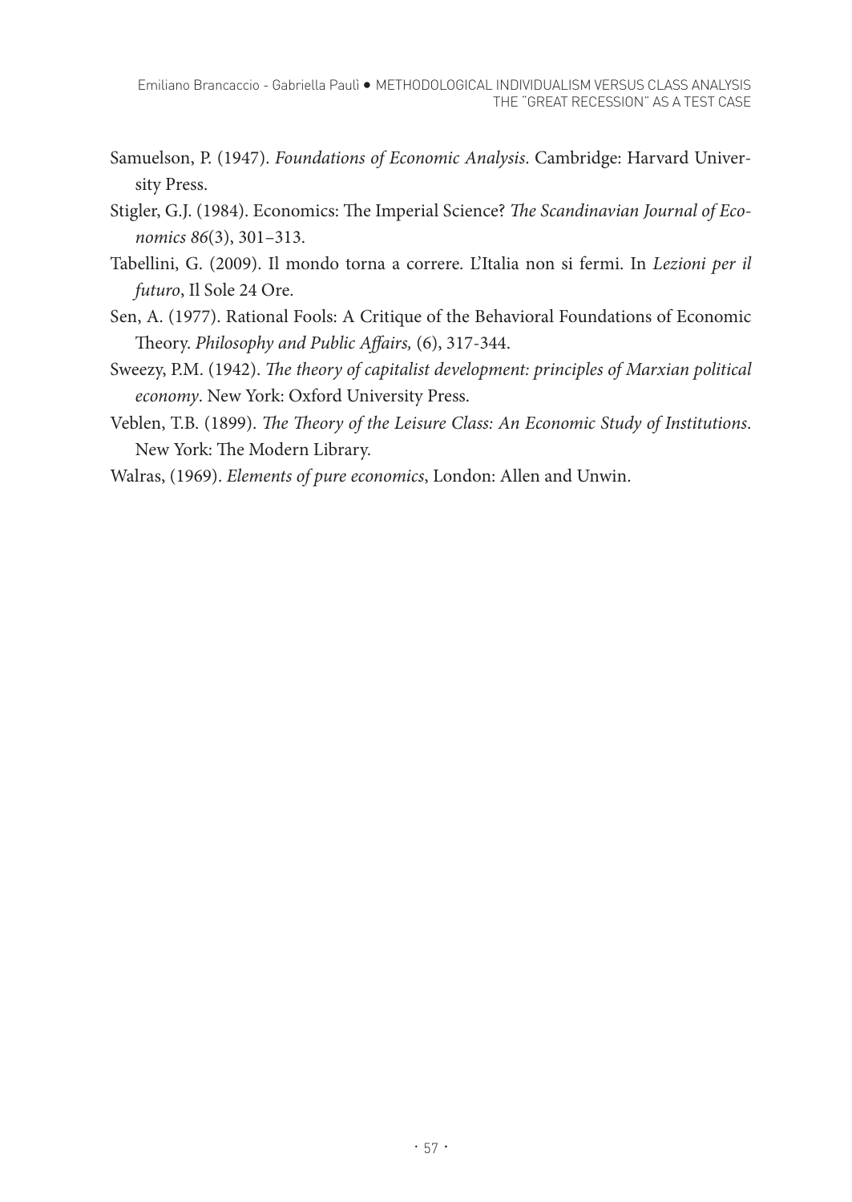Samuelson, P. (1947). *Foundations of Economic Analysis*. Cambridge: Harvard University Press.

Stigler, G.J. (1984). Economics: The Imperial Science? *The Scandinavian Journal of Economics 86*(3), 301–313.

Tabellini, G. (2009). Il mondo torna a correre. L'Italia non si fermi. In *Lezioni per il futuro*, Il Sole 24 Ore.

Sen, A. (1977). Rational Fools: A Critique of the Behavioral Foundations of Economic Theory. *Philosophy and Public Affairs,* (6), 317-344.

Sweezy, P.M. (1942). *The theory of capitalist development: principles of Marxian political economy*. New York: Oxford University Press.

Veblen, T.B. (1899). *The Theory of the Leisure Class: An Economic Study of Institutions*. New York: The Modern Library.

Walras, (1969). *Elements of pure economics*, London: Allen and Unwin.